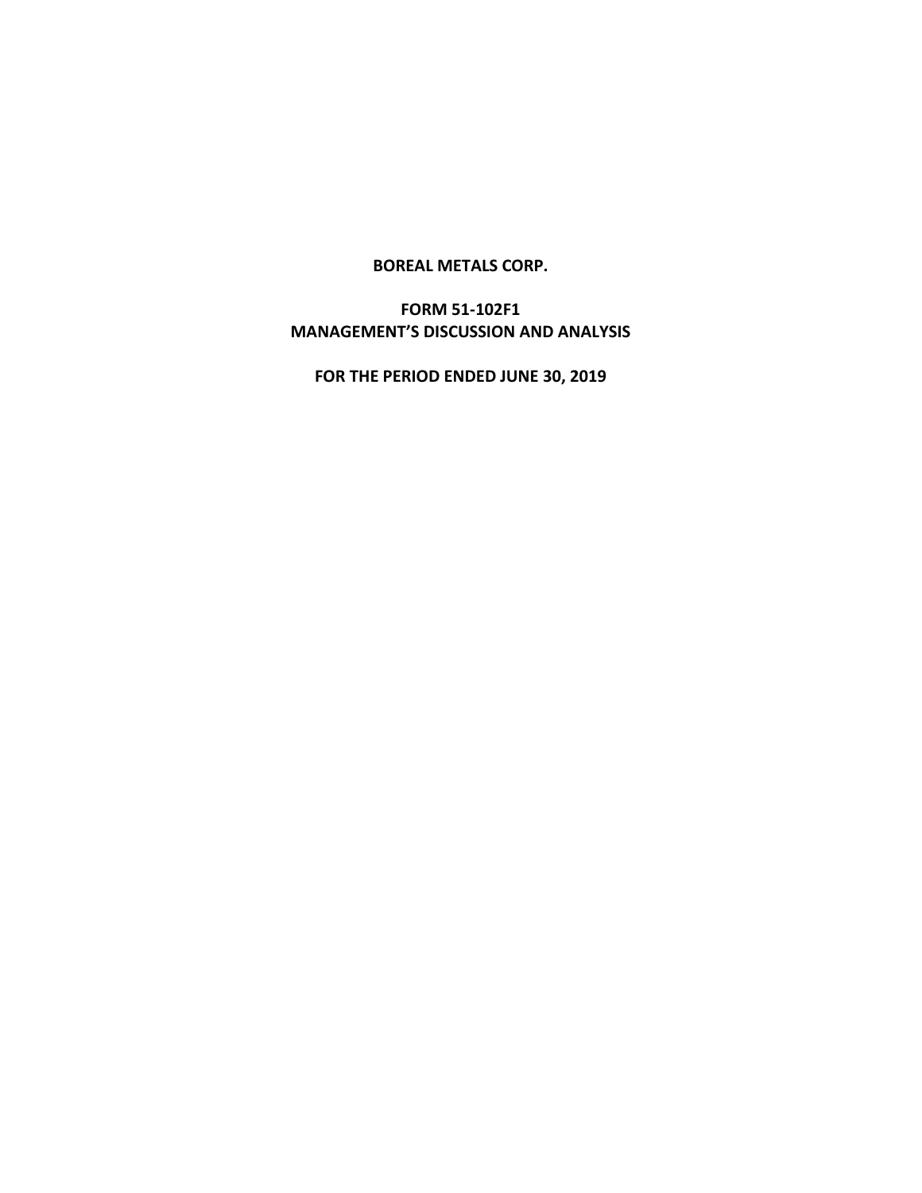**BOREAL METALS CORP.**

**FORM 51-102F1**
**MANAGEMENT'S DISCUSSION AND ANALYSIS**

**FOR THE PERIOD ENDED JUNE 30, 2019**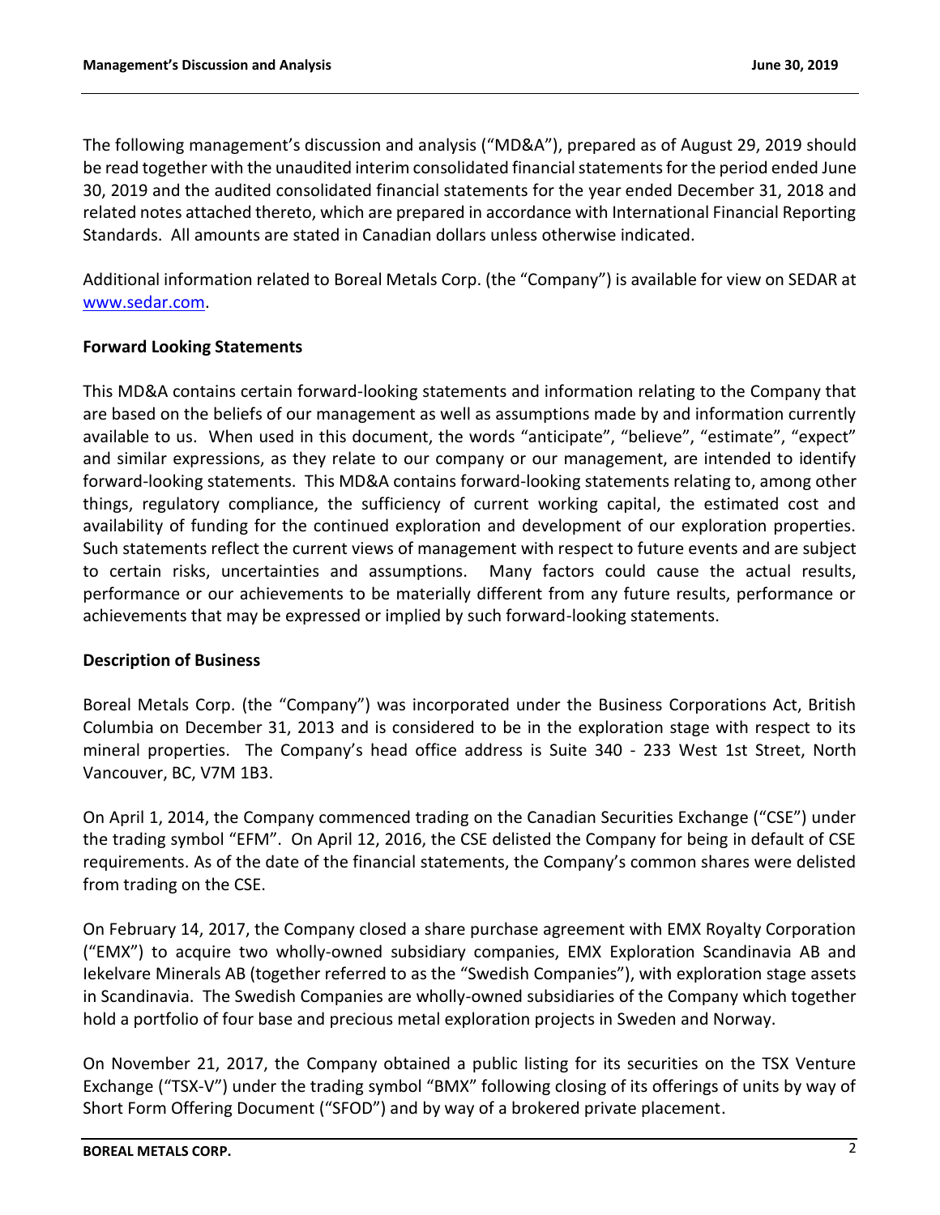The following management's discussion and analysis ("MD&A"), prepared as of August 29, 2019 should be read together with the unaudited interim consolidated financial statements for the period ended June 30, 2019 and the audited consolidated financial statements for the year ended December 31, 2018 and related notes attached thereto, which are prepared in accordance with International Financial Reporting Standards. All amounts are stated in Canadian dollars unless otherwise indicated.

Additional information related to Boreal Metals Corp. (the "Company") is available for view on SEDAR at [www.sedar.com](www.sedar.com).

**Forward Looking Statements**

This MD&A contains certain forward-looking statements and information relating to the Company that are based on the beliefs of our management as well as assumptions made by and information currently available to us. When used in this document, the words "anticipate", "believe", "estimate", "expect" and similar expressions, as they relate to our company or our management, are intended to identify forward-looking statements. This MD&A contains forward-looking statements relating to, among other things, regulatory compliance, the sufficiency of current working capital, the estimated cost and availability of funding for the continued exploration and development of our exploration properties. Such statements reflect the current views of management with respect to future events and are subject to certain risks, uncertainties and assumptions. Many factors could cause the actual results, performance or our achievements to be materially different from any future results, performance or achievements that may be expressed or implied by such forward-looking statements.

**Description of Business**

Boreal Metals Corp. (the "Company") was incorporated under the Business Corporations Act, British Columbia on December 31, 2013 and is considered to be in the exploration stage with respect to its mineral properties. The Company's head office address is Suite 340 - 233 West 1st Street, North Vancouver, BC, V7M 1B3.

On April 1, 2014, the Company commenced trading on the Canadian Securities Exchange ("CSE") under the trading symbol "EFM". On April 12, 2016, the CSE delisted the Company for being in default of CSE requirements. As of the date of the financial statements, the Company's common shares were delisted from trading on the CSE.

On February 14, 2017, the Company closed a share purchase agreement with EMX Royalty Corporation ("EMX") to acquire two wholly-owned subsidiary companies, EMX Exploration Scandinavia AB and Iekelvare Minerals AB (together referred to as the "Swedish Companies"), with exploration stage assets in Scandinavia. The Swedish Companies are wholly-owned subsidiaries of the Company which together hold a portfolio of four base and precious metal exploration projects in Sweden and Norway.

On November 21, 2017, the Company obtained a public listing for its securities on the TSX Venture Exchange ("TSX-V") under the trading symbol "BMX" following closing of its offerings of units by way of Short Form Offering Document ("SFOD") and by way of a brokered private placement.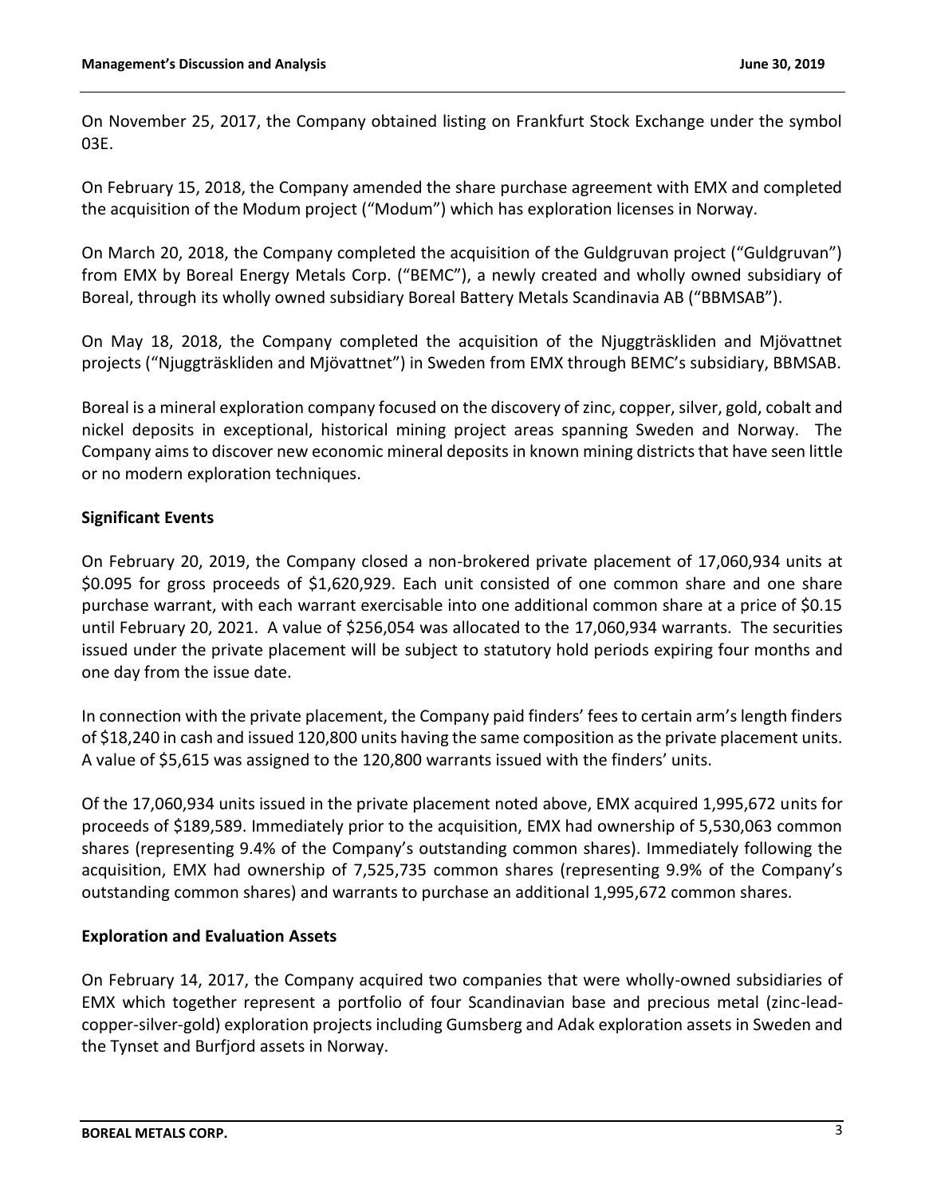On November 25, 2017, the Company obtained listing on Frankfurt Stock Exchange under the symbol 03E.

On February 15, 2018, the Company amended the share purchase agreement with EMX and completed the acquisition of the Modum project ("Modum") which has exploration licenses in Norway.

On March 20, 2018, the Company completed the acquisition of the Guldgruvan project ("Guldgruvan") from EMX by Boreal Energy Metals Corp. ("BEMC"), a newly created and wholly owned subsidiary of Boreal, through its wholly owned subsidiary Boreal Battery Metals Scandinavia AB ("BBMSAB").

On May 18, 2018, the Company completed the acquisition of the Njuggträskliden and Mjövattnet projects ("Njuggträskliden and Mjövattnet") in Sweden from EMX through BEMC's subsidiary, BBMSAB.

Boreal is a mineral exploration company focused on the discovery of zinc, copper, silver, gold, cobalt and nickel deposits in exceptional, historical mining project areas spanning Sweden and Norway. The Company aims to discover new economic mineral deposits in known mining districts that have seen little or no modern exploration techniques.

## Significant Events

On February 20, 2019, the Company closed a non-brokered private placement of 17,060,934 units at $0.095 for gross proceeds of $1,620,929. Each unit consisted of one common share and one share purchase warrant, with each warrant exercisable into one additional common share at a price of $0.15 until February 20, 2021. A value of $256,054 was allocated to the 17,060,934 warrants. The securities issued under the private placement will be subject to statutory hold periods expiring four months and one day from the issue date.

In connection with the private placement, the Company paid finders' fees to certain arm's length finders of $18,240 in cash and issued 120,800 units having the same composition as the private placement units. A value of $5,615 was assigned to the 120,800 warrants issued with the finders' units.

Of the 17,060,934 units issued in the private placement noted above, EMX acquired 1,995,672 units for proceeds of $189,589. Immediately prior to the acquisition, EMX had ownership of 5,530,063 common shares (representing 9.4% of the Company's outstanding common shares). Immediately following the acquisition, EMX had ownership of 7,525,735 common shares (representing 9.9% of the Company's outstanding common shares) and warrants to purchase an additional 1,995,672 common shares.

## Exploration and Evaluation Assets

On February 14, 2017, the Company acquired two companies that were wholly-owned subsidiaries of EMX which together represent a portfolio of four Scandinavian base and precious metal (zinc-lead-copper-silver-gold) exploration projects including Gumsberg and Adak exploration assets in Sweden and the Tynset and Burfjord assets in Norway.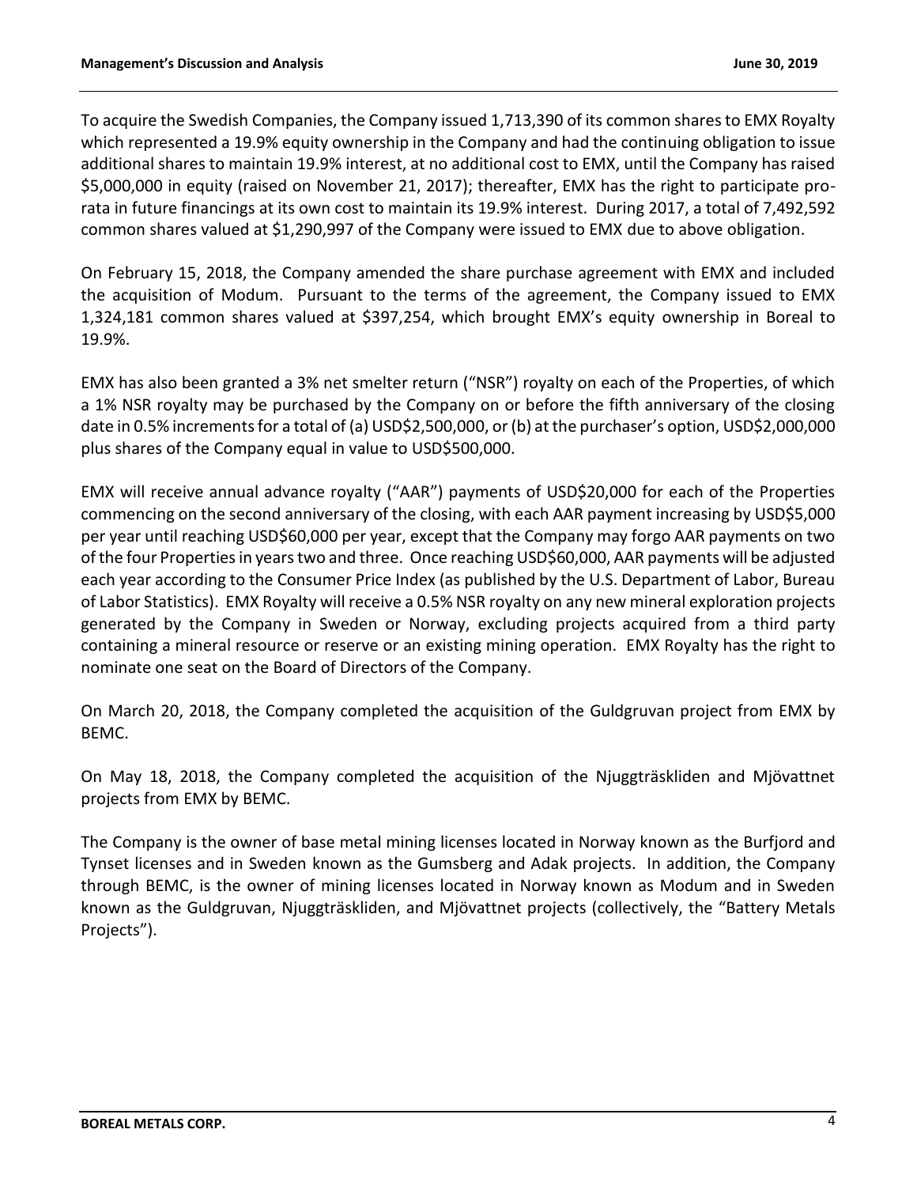To acquire the Swedish Companies, the Company issued 1,713,390 of its common shares to EMX Royalty which represented a 19.9% equity ownership in the Company and had the continuing obligation to issue additional shares to maintain 19.9% interest, at no additional cost to EMX, until the Company has raised $5,000,000 in equity (raised on November 21, 2017); thereafter, EMX has the right to participate pro-rata in future financings at its own cost to maintain its 19.9% interest. During 2017, a total of 7,492,592 common shares valued at $1,290,997 of the Company were issued to EMX due to above obligation.

On February 15, 2018, the Company amended the share purchase agreement with EMX and included the acquisition of Modum. Pursuant to the terms of the agreement, the Company issued to EMX 1,324,181 common shares valued at $397,254, which brought EMX's equity ownership in Boreal to 19.9%.

EMX has also been granted a 3% net smelter return ("NSR") royalty on each of the Properties, of which a 1% NSR royalty may be purchased by the Company on or before the fifth anniversary of the closing date in 0.5% increments for a total of (a) USD$2,500,000, or (b) at the purchaser's option, USD$2,000,000 plus shares of the Company equal in value to USD$500,000.

EMX will receive annual advance royalty ("AAR") payments of USD$20,000 for each of the Properties commencing on the second anniversary of the closing, with each AAR payment increasing by USD$5,000 per year until reaching USD$60,000 per year, except that the Company may forgo AAR payments on two of the four Properties in years two and three. Once reaching USD$60,000, AAR payments will be adjusted each year according to the Consumer Price Index (as published by the U.S. Department of Labor, Bureau of Labor Statistics). EMX Royalty will receive a 0.5% NSR royalty on any new mineral exploration projects generated by the Company in Sweden or Norway, excluding projects acquired from a third party containing a mineral resource or reserve or an existing mining operation. EMX Royalty has the right to nominate one seat on the Board of Directors of the Company.

On March 20, 2018, the Company completed the acquisition of the Guldgruvan project from EMX by BEMC.

On May 18, 2018, the Company completed the acquisition of the Njuggträskliden and Mjövattnet projects from EMX by BEMC.

The Company is the owner of base metal mining licenses located in Norway known as the Burfjord and Tynset licenses and in Sweden known as the Gumsberg and Adak projects. In addition, the Company through BEMC, is the owner of mining licenses located in Norway known as Modum and in Sweden known as the Guldgruvan, Njuggträskliden, and Mjövattnet projects (collectively, the "Battery Metals Projects").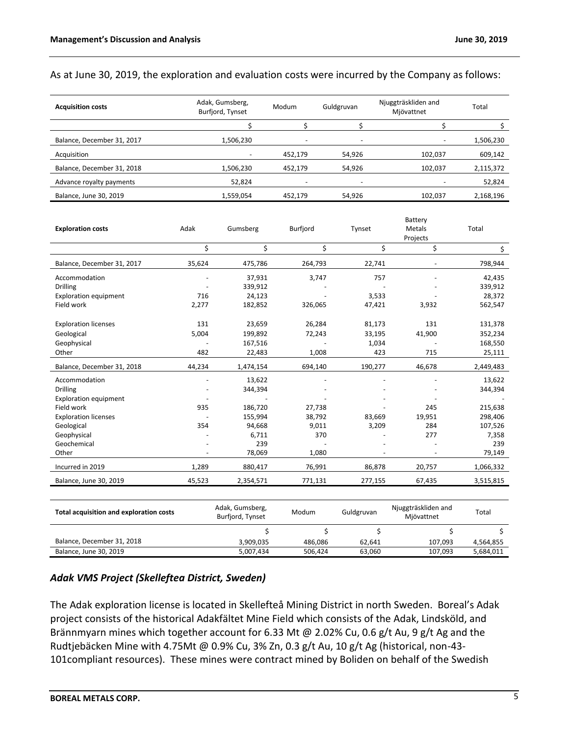As at June 30, 2019, the exploration and evaluation costs were incurred by the Company as follows:

| Acquisition costs | Adak, Gumsberg, Burfjord, Tynset | Modum | Guldgruvan | Njuggträskliden and Mjövattnet | Total |
|---|---|---|---|---|---|
| | $ | $ | $ | $ | $ |
| Balance, December 31, 2017 | 1,506,230 | - | - | - | 1,506,230 |
| Acquisition | - | 452,179 | 54,926 | 102,037 | 609,142 |
| Balance, December 31, 2018 | 1,506,230 | 452,179 | 54,926 | 102,037 | 2,115,372 |
| Advance royalty payments | 52,824 | - | - | - | 52,824 |
| Balance, June 30, 2019 | 1,559,054 | 452,179 | 54,926 | 102,037 | 2,168,196 |

| Exploration costs | Adak | Gumsberg | Burfjord | Tynset | Battery Metals Projects | Total |
|---|---|---|---|---|---|---|
| | $ | $ | $ | $ | $ | $ |
| Balance, December 31, 2017 | 35,624 | 475,786 | 264,793 | 22,741 | - | 798,944 |
| Accommodation | - | 37,931 | 3,747 | 757 | - | 42,435 |
| Drilling | - | 339,912 | - | - | - | 339,912 |
| Exploration equipment | 716 | 24,123 | - | 3,533 | - | 28,372 |
| Field work | 2,277 | 182,852 | 326,065 | 47,421 | 3,932 | 562,547 |
| Exploration licenses | 131 | 23,659 | 26,284 | 81,173 | 131 | 131,378 |
| Geological | 5,004 | 199,892 | 72,243 | 33,195 | 41,900 | 352,234 |
| Geophysical | - | 167,516 | - | 1,034 | - | 168,550 |
| Other | 482 | 22,483 | 1,008 | 423 | 715 | 25,111 |
| Balance, December 31, 2018 | 44,234 | 1,474,154 | 694,140 | 190,277 | 46,678 | 2,449,483 |
| Accommodation | - | 13,622 | - | - | - | 13,622 |
| Drilling | - | 344,394 | - | - | - | 344,394 |
| Exploration equipment | - | - | - | - | - | - |
| Field work | 935 | 186,720 | 27,738 | - | 245 | 215,638 |
| Exploration licenses | - | 155,994 | 38,792 | 83,669 | 19,951 | 298,406 |
| Geological | 354 | 94,668 | 9,011 | 3,209 | 284 | 107,526 |
| Geophysical | - | 6,711 | 370 | - | 277 | 7,358 |
| Geochemical | - | 239 | - | - | - | 239 |
| Other | - | 78,069 | 1,080 | - | - | 79,149 |
| Incurred in 2019 | 1,289 | 880,417 | 76,991 | 86,878 | 20,757 | 1,066,332 |
| Balance, June 30, 2019 | 45,523 | 2,354,571 | 771,131 | 277,155 | 67,435 | 3,515,815 |

| Total acquisition and exploration costs | Adak, Gumsberg, Burfjord, Tynset | Modum | Guldgruvan | Njuggträskliden and Mjövattnet | Total |
|---|---|---|---|---|---|
| | $ | $ | $ | $ | $ |
| Balance, December 31, 2018 | 3,909,035 | 486,086 | 62,641 | 107,093 | 4,564,855 |
| Balance, June 30, 2019 | 5,007,434 | 506,424 | 63,060 | 107,093 | 5,684,011 |

### *Adak VMS Project (Skelleftea District, Sweden)*

The Adak exploration license is located in Skellefteå Mining District in north Sweden. Boreal's Adak project consists of the historical Adakfältet Mine Field which consists of the Adak, Lindsköld, and Brännmyarn mines which together account for 6.33 Mt @ 2.02% Cu, 0.6 g/t Au, 9 g/t Ag and the Rudtjebäcken Mine with 4.75Mt @ 0.9% Cu, 3% Zn, 0.3 g/t Au, 10 g/t Ag (historical, non-43-101compliant resources). These mines were contract mined by Boliden on behalf of the Swedish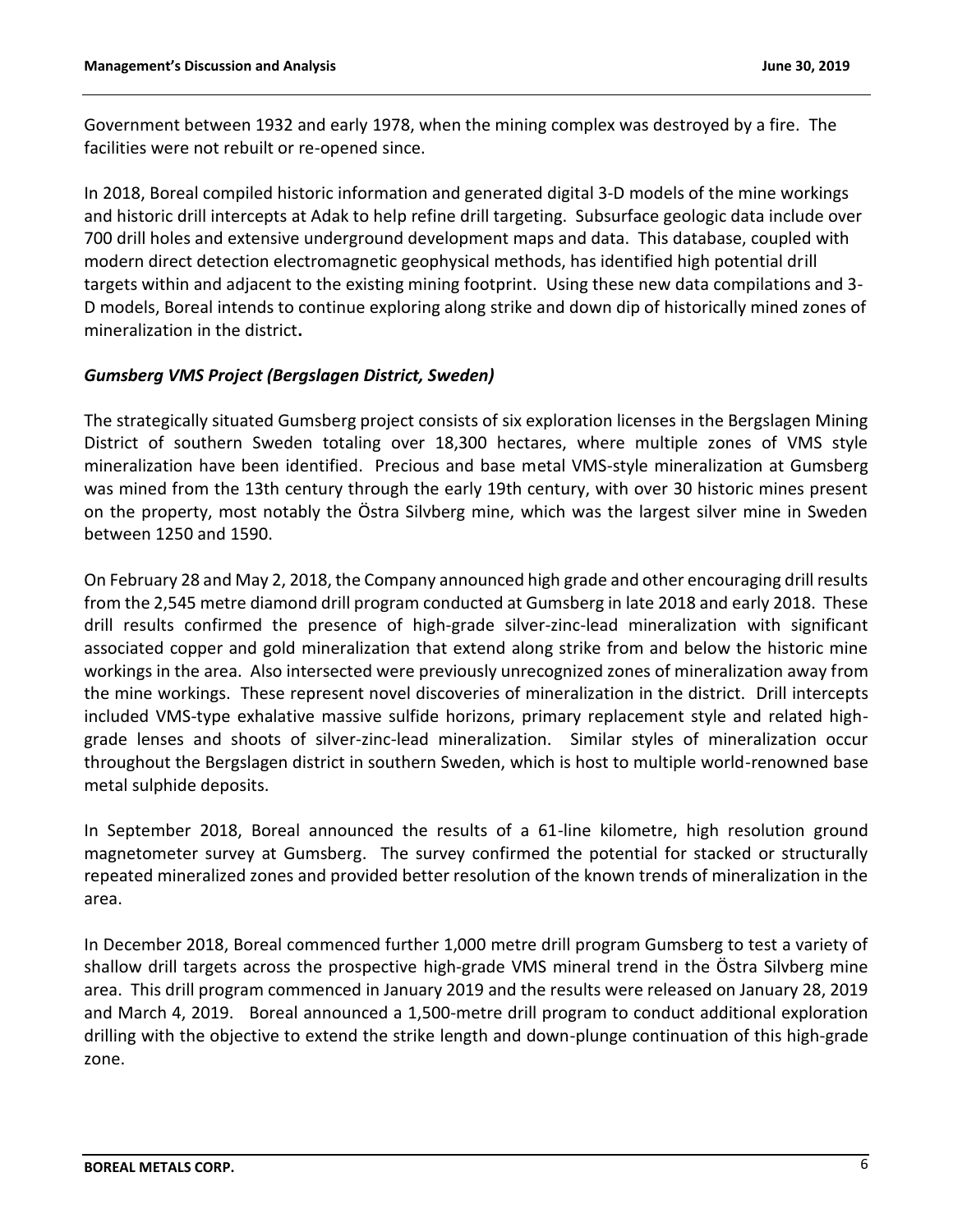Government between 1932 and early 1978, when the mining complex was destroyed by a fire. The facilities were not rebuilt or re-opened since.

In 2018, Boreal compiled historic information and generated digital 3-D models of the mine workings and historic drill intercepts at Adak to help refine drill targeting. Subsurface geologic data include over 700 drill holes and extensive underground development maps and data. This database, coupled with modern direct detection electromagnetic geophysical methods, has identified high potential drill targets within and adjacent to the existing mining footprint. Using these new data compilations and 3-D models, Boreal intends to continue exploring along strike and down dip of historically mined zones of mineralization in the district**.**

***Gumsberg VMS Project (Bergslagen District, Sweden)***

The strategically situated Gumsberg project consists of six exploration licenses in the Bergslagen Mining District of southern Sweden totaling over 18,300 hectares, where multiple zones of VMS style mineralization have been identified. Precious and base metal VMS-style mineralization at Gumsberg was mined from the 13th century through the early 19th century, with over 30 historic mines present on the property, most notably the Östra Silvberg mine, which was the largest silver mine in Sweden between 1250 and 1590.

On February 28 and May 2, 2018, the Company announced high grade and other encouraging drill results from the 2,545 metre diamond drill program conducted at Gumsberg in late 2018 and early 2018. These drill results confirmed the presence of high-grade silver-zinc-lead mineralization with significant associated copper and gold mineralization that extend along strike from and below the historic mine workings in the area. Also intersected were previously unrecognized zones of mineralization away from the mine workings. These represent novel discoveries of mineralization in the district. Drill intercepts included VMS-type exhalative massive sulfide horizons, primary replacement style and related high-grade lenses and shoots of silver-zinc-lead mineralization. Similar styles of mineralization occur throughout the Bergslagen district in southern Sweden, which is host to multiple world-renowned base metal sulphide deposits.

In September 2018, Boreal announced the results of a 61-line kilometre, high resolution ground magnetometer survey at Gumsberg. The survey confirmed the potential for stacked or structurally repeated mineralized zones and provided better resolution of the known trends of mineralization in the area.

In December 2018, Boreal commenced further 1,000 metre drill program Gumsberg to test a variety of shallow drill targets across the prospective high-grade VMS mineral trend in the Östra Silvberg mine area. This drill program commenced in January 2019 and the results were released on January 28, 2019 and March 4, 2019. Boreal announced a 1,500-metre drill program to conduct additional exploration drilling with the objective to extend the strike length and down-plunge continuation of this high-grade zone.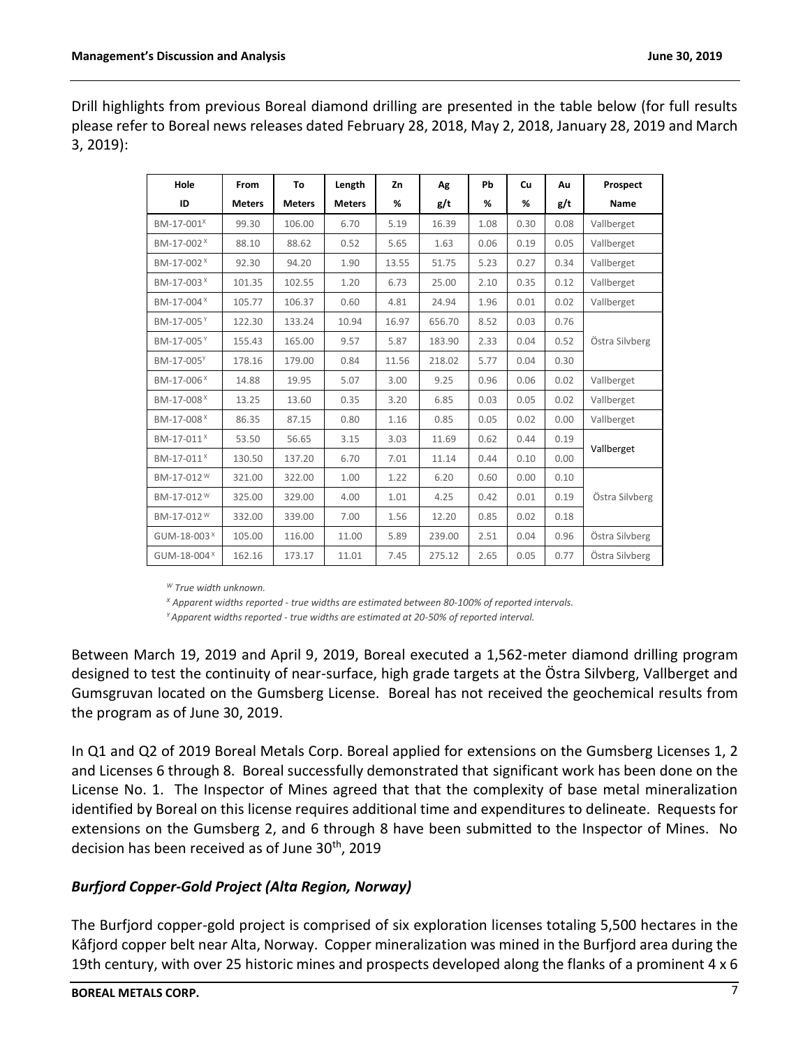Drill highlights from previous Boreal diamond drilling are presented in the table below (for full results please refer to Boreal news releases dated February 28, 2018, May 2, 2018, January 28, 2019 and March 3, 2019):

| Hole ID | From Meters | To Meters | Length Meters | Zn % | Ag g/t | Pb % | Cu % | Au g/t | Prospect Name |
|---|---|---|---|---|---|---|---|---|---|
| BM-17-001[X] | 99.30 | 106.00 | 6.70 | 5.19 | 16.39 | 1.08 | 0.30 | 0.08 | Vallberget |
| BM-17-002[X] | 88.10 | 88.62 | 0.52 | 5.65 | 1.63 | 0.06 | 0.19 | 0.05 | Vallberget |
| BM-17-002[X] | 92.30 | 94.20 | 1.90 | 13.55 | 51.75 | 5.23 | 0.27 | 0.34 | Vallberget |
| BM-17-003[X] | 101.35 | 102.55 | 1.20 | 6.73 | 25.00 | 2.10 | 0.35 | 0.12 | Vallberget |
| BM-17-004[X] | 105.77 | 106.37 | 0.60 | 4.81 | 24.94 | 1.96 | 0.01 | 0.02 | Vallberget |
| BM-17-005[Y] | 122.30 | 133.24 | 10.94 | 16.97 | 656.70 | 8.52 | 0.03 | 0.76 | Östra Silvberg |
| BM-17-005[Y] | 155.43 | 165.00 | 9.57 | 5.87 | 183.90 | 2.33 | 0.04 | 0.52 | |
| BM-17-005[Y] | 178.16 | 179.00 | 0.84 | 11.56 | 218.02 | 5.77 | 0.04 | 0.30 | |
| BM-17-006[X] | 14.88 | 19.95 | 5.07 | 3.00 | 9.25 | 0.96 | 0.06 | 0.02 | Vallberget |
| BM-17-008[X] | 13.25 | 13.60 | 0.35 | 3.20 | 6.85 | 0.03 | 0.05 | 0.02 | Vallberget |
| BM-17-008[X] | 86.35 | 87.15 | 0.80 | 1.16 | 0.85 | 0.05 | 0.02 | 0.00 | Vallberget |
| BM-17-011[X] | 53.50 | 56.65 | 3.15 | 3.03 | 11.69 | 0.62 | 0.44 | 0.19 | Vallberget |
| BM-17-011[X] | 130.50 | 137.20 | 6.70 | 7.01 | 11.14 | 0.44 | 0.10 | 0.00 | |
| BM-17-012[W] | 321.00 | 322.00 | 1.00 | 1.22 | 6.20 | 0.60 | 0.00 | 0.10 | Östra Silvberg |
| BM-17-012[W] | 325.00 | 329.00 | 4.00 | 1.01 | 4.25 | 0.42 | 0.01 | 0.19 | |
| BM-17-012[W] | 332.00 | 339.00 | 7.00 | 1.56 | 12.20 | 0.85 | 0.02 | 0.18 | |
| GUM-18-003[X] | 105.00 | 116.00 | 11.00 | 5.89 | 239.00 | 2.51 | 0.04 | 0.96 | Östra Silvberg |
| GUM-18-004[X] | 162.16 | 173.17 | 11.01 | 7.45 | 275.12 | 2.65 | 0.05 | 0.77 | Östra Silvberg |

*[W] True width unknown.*

*[X] Apparent widths reported - true widths are estimated between 80-100% of reported intervals.*

*[Y] Apparent widths reported - true widths are estimated at 20-50% of reported interval.*

Between March 19, 2019 and April 9, 2019, Boreal executed a 1,562-meter diamond drilling program designed to test the continuity of near-surface, high grade targets at the Östra Silvberg, Vallberget and Gumsgruvan located on the Gumsberg License. Boreal has not received the geochemical results from the program as of June 30, 2019.

In Q1 and Q2 of 2019 Boreal Metals Corp. Boreal applied for extensions on the Gumsberg Licenses 1, 2 and Licenses 6 through 8. Boreal successfully demonstrated that significant work has been done on the License No. 1. The Inspector of Mines agreed that that the complexity of base metal mineralization identified by Boreal on this license requires additional time and expenditures to delineate. Requests for extensions on the Gumsberg 2, and 6 through 8 have been submitted to the Inspector of Mines. No decision has been received as of June 30th, 2019

### *Burfjord Copper-Gold Project (Alta Region, Norway)*

The Burfjord copper-gold project is comprised of six exploration licenses totaling 5,500 hectares in the Kåfjord copper belt near Alta, Norway. Copper mineralization was mined in the Burfjord area during the 19th century, with over 25 historic mines and prospects developed along the flanks of a prominent 4 x 6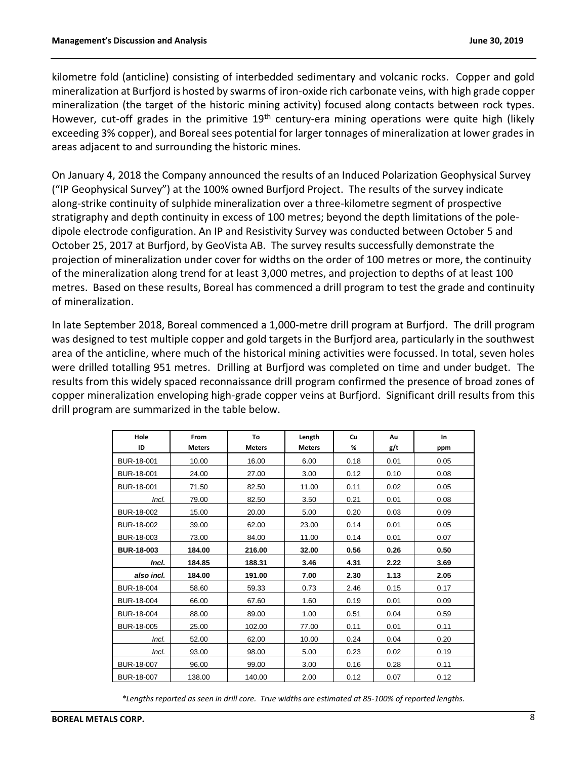kilometre fold (anticline) consisting of interbedded sedimentary and volcanic rocks. Copper and gold mineralization at Burfjord is hosted by swarms of iron-oxide rich carbonate veins, with high grade copper mineralization (the target of the historic mining activity) focused along contacts between rock types. However, cut-off grades in the primitive 19th century-era mining operations were quite high (likely exceeding 3% copper), and Boreal sees potential for larger tonnages of mineralization at lower grades in areas adjacent to and surrounding the historic mines.

On January 4, 2018 the Company announced the results of an Induced Polarization Geophysical Survey ("IP Geophysical Survey") at the 100% owned Burfjord Project. The results of the survey indicate along-strike continuity of sulphide mineralization over a three-kilometre segment of prospective stratigraphy and depth continuity in excess of 100 metres; beyond the depth limitations of the pole-dipole electrode configuration. An IP and Resistivity Survey was conducted between October 5 and October 25, 2017 at Burfjord, by GeoVista AB. The survey results successfully demonstrate the projection of mineralization under cover for widths on the order of 100 metres or more, the continuity of the mineralization along trend for at least 3,000 metres, and projection to depths of at least 100 metres. Based on these results, Boreal has commenced a drill program to test the grade and continuity of mineralization.

In late September 2018, Boreal commenced a 1,000-metre drill program at Burfjord. The drill program was designed to test multiple copper and gold targets in the Burfjord area, particularly in the southwest area of the anticline, where much of the historical mining activities were focussed. In total, seven holes were drilled totalling 951 metres. Drilling at Burfjord was completed on time and under budget. The results from this widely spaced reconnaissance drill program confirmed the presence of broad zones of copper mineralization enveloping high-grade copper veins at Burfjord. Significant drill results from this drill program are summarized in the table below.

| Hole ID | From Meters | To Meters | Length Meters | Cu % | Au g/t | In ppm |
|---|---|---|---|---|---|---|
| BUR-18-001 | 10.00 | 16.00 | 6.00 | 0.18 | 0.01 | 0.05 |
| BUR-18-001 | 24.00 | 27.00 | 3.00 | 0.12 | 0.10 | 0.08 |
| BUR-18-001 | 71.50 | 82.50 | 11.00 | 0.11 | 0.02 | 0.05 |
| *Incl.* | 79.00 | 82.50 | 3.50 | 0.21 | 0.01 | 0.08 |
| BUR-18-002 | 15.00 | 20.00 | 5.00 | 0.20 | 0.03 | 0.09 |
| BUR-18-002 | 39.00 | 62.00 | 23.00 | 0.14 | 0.01 | 0.05 |
| BUR-18-003 | 73.00 | 84.00 | 11.00 | 0.14 | 0.01 | 0.07 |
| **BUR-18-003** | **184.00** | **216.00** | **32.00** | **0.56** | **0.26** | **0.50** |
| ***Incl.*** | **184.85** | **188.31** | **3.46** | **4.31** | **2.22** | **3.69** |
| ***also incl.*** | **184.00** | **191.00** | **7.00** | **2.30** | **1.13** | **2.05** |
| BUR-18-004 | 58.60 | 59.33 | 0.73 | 2.46 | 0.15 | 0.17 |
| BUR-18-004 | 66.00 | 67.60 | 1.60 | 0.19 | 0.01 | 0.09 |
| BUR-18-004 | 88.00 | 89.00 | 1.00 | 0.51 | 0.04 | 0.59 |
| BUR-18-005 | 25.00 | 102.00 | 77.00 | 0.11 | 0.01 | 0.11 |
| *Incl.* | 52.00 | 62.00 | 10.00 | 0.24 | 0.04 | 0.20 |
| *Incl.* | 93.00 | 98.00 | 5.00 | 0.23 | 0.02 | 0.19 |
| BUR-18-007 | 96.00 | 99.00 | 3.00 | 0.16 | 0.28 | 0.11 |
| BUR-18-007 | 138.00 | 140.00 | 2.00 | 0.12 | 0.07 | 0.12 |

*\*Lengths reported as seen in drill core. True widths are estimated at 85-100% of reported lengths.*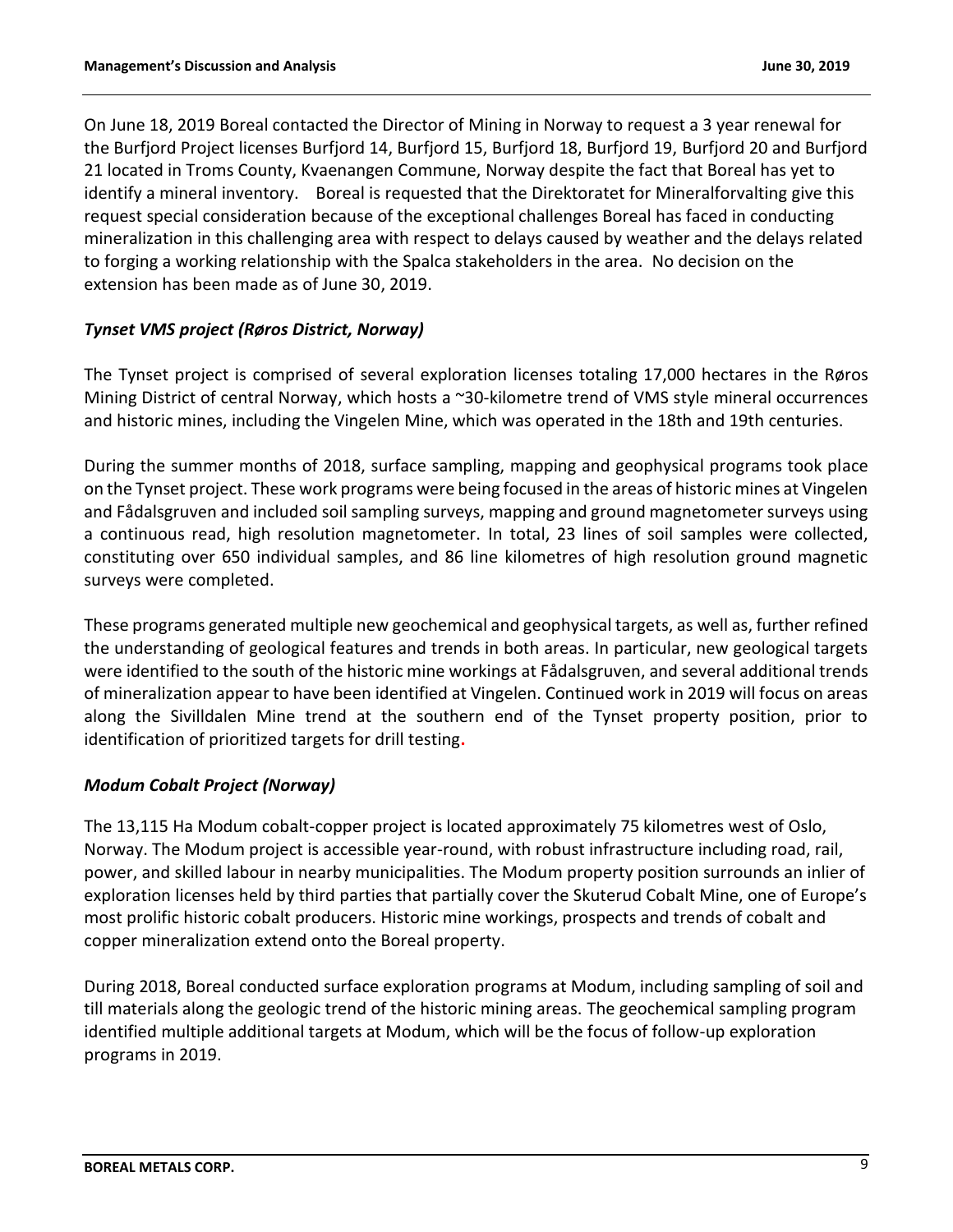On June 18, 2019 Boreal contacted the Director of Mining in Norway to request a 3 year renewal for the Burfjord Project licenses Burfjord 14, Burfjord 15, Burfjord 18, Burfjord 19, Burfjord 20 and Burfjord 21 located in Troms County, Kvaenangen Commune, Norway despite the fact that Boreal has yet to identify a mineral inventory. Boreal is requested that the Direktoratet for Mineralforvalting give this request special consideration because of the exceptional challenges Boreal has faced in conducting mineralization in this challenging area with respect to delays caused by weather and the delays related to forging a working relationship with the Spalca stakeholders in the area. No decision on the extension has been made as of June 30, 2019.

### *Tynset VMS project (Røros District, Norway)*

The Tynset project is comprised of several exploration licenses totaling 17,000 hectares in the Røros Mining District of central Norway, which hosts a ~30-kilometre trend of VMS style mineral occurrences and historic mines, including the Vingelen Mine, which was operated in the 18th and 19th centuries.

During the summer months of 2018, surface sampling, mapping and geophysical programs took place on the Tynset project. These work programs were being focused in the areas of historic mines at Vingelen and Fådalsgruven and included soil sampling surveys, mapping and ground magnetometer surveys using a continuous read, high resolution magnetometer. In total, 23 lines of soil samples were collected, constituting over 650 individual samples, and 86 line kilometres of high resolution ground magnetic surveys were completed.

These programs generated multiple new geochemical and geophysical targets, as well as, further refined the understanding of geological features and trends in both areas. In particular, new geological targets were identified to the south of the historic mine workings at Fådalsgruven, and several additional trends of mineralization appear to have been identified at Vingelen. Continued work in 2019 will focus on areas along the Sivilldalen Mine trend at the southern end of the Tynset property position, prior to identification of prioritized targets for drill testing.

### *Modum Cobalt Project (Norway)*

The 13,115 Ha Modum cobalt-copper project is located approximately 75 kilometres west of Oslo, Norway. The Modum project is accessible year-round, with robust infrastructure including road, rail, power, and skilled labour in nearby municipalities. The Modum property position surrounds an inlier of exploration licenses held by third parties that partially cover the Skuterud Cobalt Mine, one of Europe's most prolific historic cobalt producers. Historic mine workings, prospects and trends of cobalt and copper mineralization extend onto the Boreal property.

During 2018, Boreal conducted surface exploration programs at Modum, including sampling of soil and till materials along the geologic trend of the historic mining areas. The geochemical sampling program identified multiple additional targets at Modum, which will be the focus of follow-up exploration programs in 2019.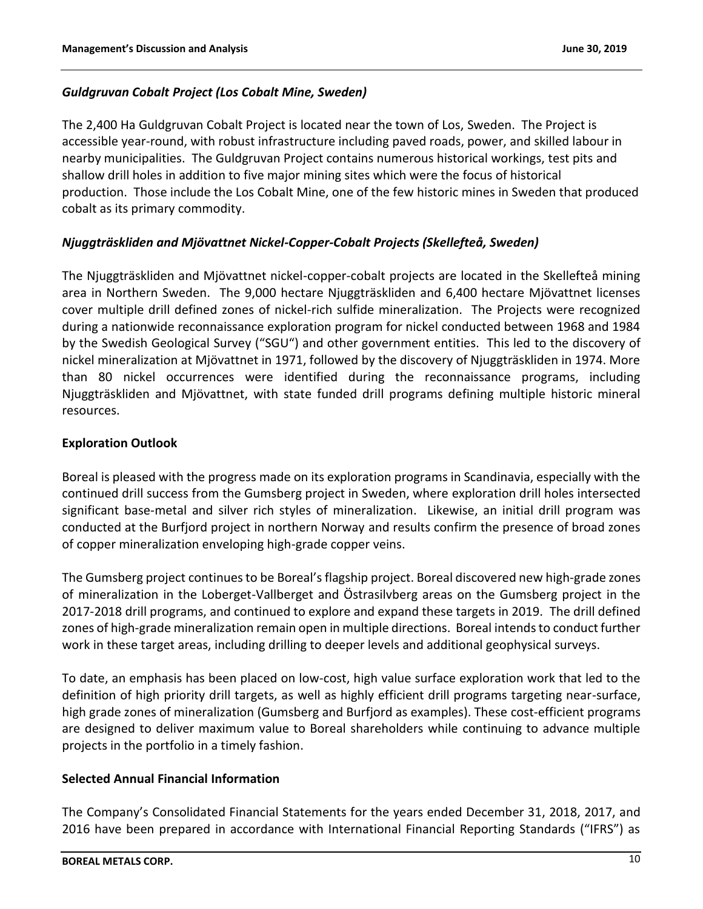### *Guldgruvan Cobalt Project (Los Cobalt Mine, Sweden)*

The 2,400 Ha Guldgruvan Cobalt Project is located near the town of Los, Sweden. The Project is accessible year-round, with robust infrastructure including paved roads, power, and skilled labour in nearby municipalities. The Guldgruvan Project contains numerous historical workings, test pits and shallow drill holes in addition to five major mining sites which were the focus of historical production. Those include the Los Cobalt Mine, one of the few historic mines in Sweden that produced cobalt as its primary commodity.

### *Njuggträskliden and Mjövattnet Nickel-Copper-Cobalt Projects (Skellefteå, Sweden)*

The Njuggträskliden and Mjövattnet nickel-copper-cobalt projects are located in the Skellefteå mining area in Northern Sweden. The 9,000 hectare Njuggträskliden and 6,400 hectare Mjövattnet licenses cover multiple drill defined zones of nickel-rich sulfide mineralization. The Projects were recognized during a nationwide reconnaissance exploration program for nickel conducted between 1968 and 1984 by the Swedish Geological Survey ("SGU") and other government entities. This led to the discovery of nickel mineralization at Mjövattnet in 1971, followed by the discovery of Njuggträskliden in 1974. More than 80 nickel occurrences were identified during the reconnaissance programs, including Njuggträskliden and Mjövattnet, with state funded drill programs defining multiple historic mineral resources.

## Exploration Outlook

Boreal is pleased with the progress made on its exploration programs in Scandinavia, especially with the continued drill success from the Gumsberg project in Sweden, where exploration drill holes intersected significant base-metal and silver rich styles of mineralization. Likewise, an initial drill program was conducted at the Burfjord project in northern Norway and results confirm the presence of broad zones of copper mineralization enveloping high-grade copper veins.

The Gumsberg project continues to be Boreal's flagship project. Boreal discovered new high-grade zones of mineralization in the Loberget-Vallberget and Östrasilvberg areas on the Gumsberg project in the 2017-2018 drill programs, and continued to explore and expand these targets in 2019. The drill defined zones of high-grade mineralization remain open in multiple directions. Boreal intends to conduct further work in these target areas, including drilling to deeper levels and additional geophysical surveys.

To date, an emphasis has been placed on low-cost, high value surface exploration work that led to the definition of high priority drill targets, as well as highly efficient drill programs targeting near-surface, high grade zones of mineralization (Gumsberg and Burfjord as examples). These cost-efficient programs are designed to deliver maximum value to Boreal shareholders while continuing to advance multiple projects in the portfolio in a timely fashion.

## Selected Annual Financial Information

The Company's Consolidated Financial Statements for the years ended December 31, 2018, 2017, and 2016 have been prepared in accordance with International Financial Reporting Standards ("IFRS") as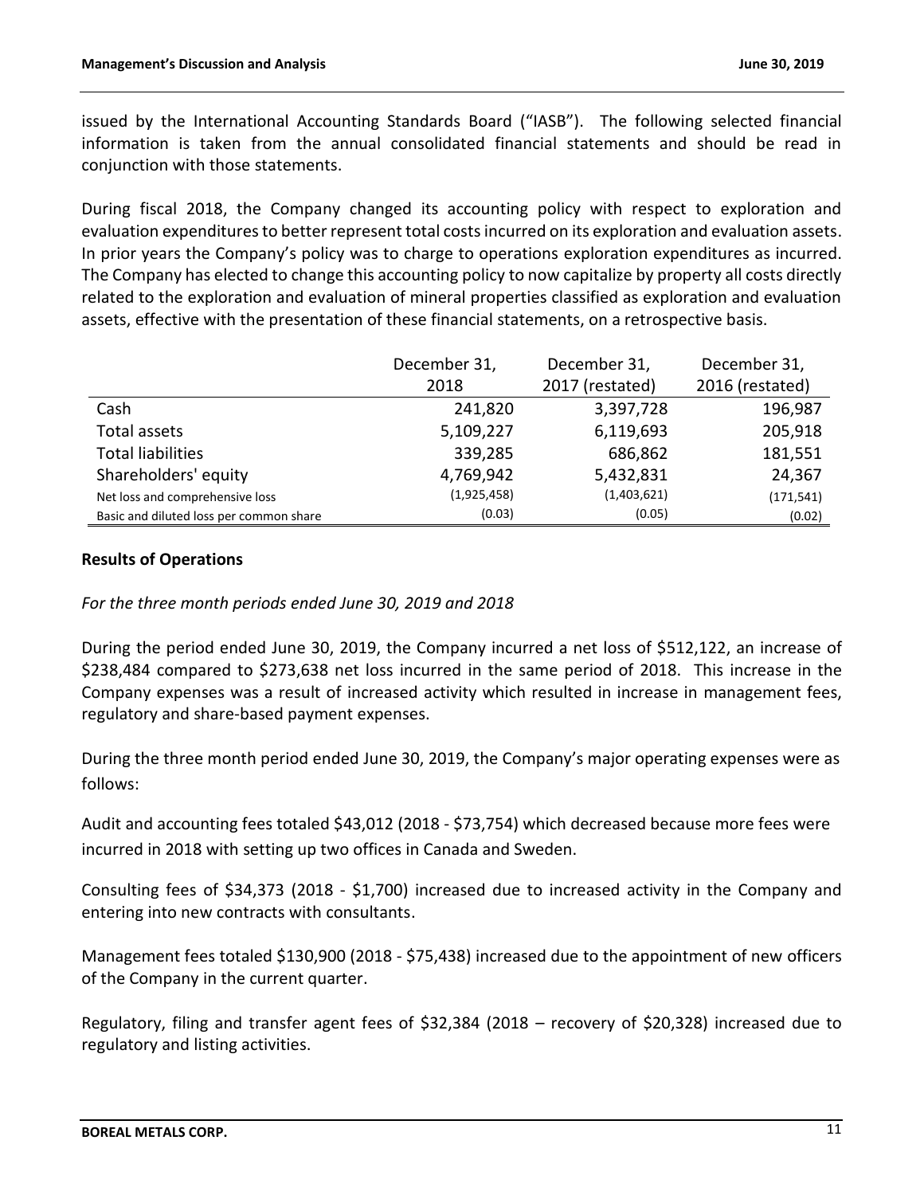issued by the International Accounting Standards Board ("IASB"). The following selected financial information is taken from the annual consolidated financial statements and should be read in conjunction with those statements.

During fiscal 2018, the Company changed its accounting policy with respect to exploration and evaluation expenditures to better represent total costs incurred on its exploration and evaluation assets. In prior years the Company's policy was to charge to operations exploration expenditures as incurred. The Company has elected to change this accounting policy to now capitalize by property all costs directly related to the exploration and evaluation of mineral properties classified as exploration and evaluation assets, effective with the presentation of these financial statements, on a retrospective basis.

| | December 31, 2018 | December 31, 2017 (restated) | December 31, 2016 (restated) |
|---|---|---|---|
| Cash | 241,820 | 3,397,728 | 196,987 |
| Total assets | 5,109,227 | 6,119,693 | 205,918 |
| Total liabilities | 339,285 | 686,862 | 181,551 |
| Shareholders' equity | 4,769,942 | 5,432,831 | 24,367 |
| Net loss and comprehensive loss | (1,925,458) | (1,403,621) | (171,541) |
| Basic and diluted loss per common share | (0.03) | (0.05) | (0.02) |

## Results of Operations

*For the three month periods ended June 30, 2019 and 2018*

During the period ended June 30, 2019, the Company incurred a net loss of $512,122, an increase of $238,484 compared to $273,638 net loss incurred in the same period of 2018. This increase in the Company expenses was a result of increased activity which resulted in increase in management fees, regulatory and share-based payment expenses.

During the three month period ended June 30, 2019, the Company's major operating expenses were as follows:

Audit and accounting fees totaled $43,012 (2018 - $73,754) which decreased because more fees were incurred in 2018 with setting up two offices in Canada and Sweden.

Consulting fees of $34,373 (2018 - $1,700) increased due to increased activity in the Company and entering into new contracts with consultants.

Management fees totaled $130,900 (2018 - $75,438) increased due to the appointment of new officers of the Company in the current quarter.

Regulatory, filing and transfer agent fees of $32,384 (2018 – recovery of $20,328) increased due to regulatory and listing activities.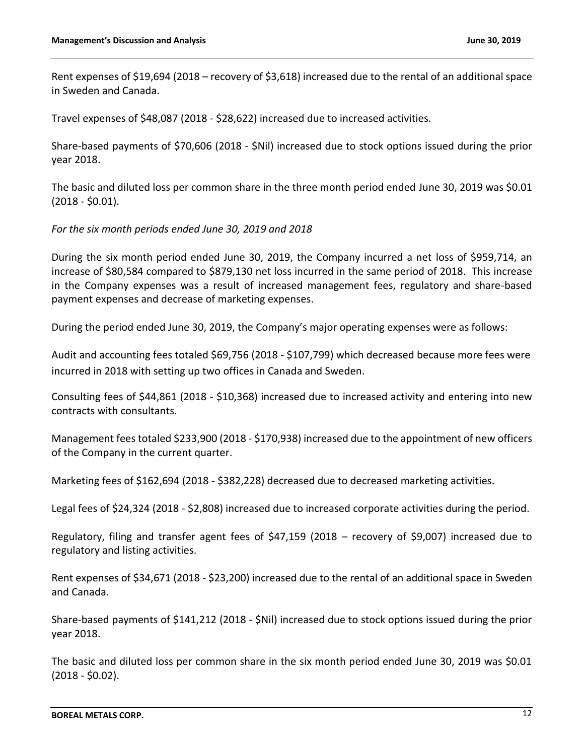Rent expenses of $19,694 (2018 – recovery of $3,618) increased due to the rental of an additional space in Sweden and Canada.

Travel expenses of $48,087 (2018 - $28,622) increased due to increased activities.

Share-based payments of $70,606 (2018 - $Nil) increased due to stock options issued during the prior year 2018.

The basic and diluted loss per common share in the three month period ended June 30, 2019 was $0.01 (2018 - $0.01).

*For the six month periods ended June 30, 2019 and 2018*

During the six month period ended June 30, 2019, the Company incurred a net loss of $959,714, an increase of $80,584 compared to $879,130 net loss incurred in the same period of 2018. This increase in the Company expenses was a result of increased management fees, regulatory and share-based payment expenses and decrease of marketing expenses.

During the period ended June 30, 2019, the Company's major operating expenses were as follows:

Audit and accounting fees totaled $69,756 (2018 - $107,799) which decreased because more fees were incurred in 2018 with setting up two offices in Canada and Sweden.

Consulting fees of $44,861 (2018 - $10,368) increased due to increased activity and entering into new contracts with consultants.

Management fees totaled $233,900 (2018 - $170,938) increased due to the appointment of new officers of the Company in the current quarter.

Marketing fees of $162,694 (2018 - $382,228) decreased due to decreased marketing activities.

Legal fees of $24,324 (2018 - $2,808) increased due to increased corporate activities during the period.

Regulatory, filing and transfer agent fees of $47,159 (2018 – recovery of $9,007) increased due to regulatory and listing activities.

Rent expenses of $34,671 (2018 - $23,200) increased due to the rental of an additional space in Sweden and Canada.

Share-based payments of $141,212 (2018 - $Nil) increased due to stock options issued during the prior year 2018.

The basic and diluted loss per common share in the six month period ended June 30, 2019 was $0.01 (2018 - $0.02).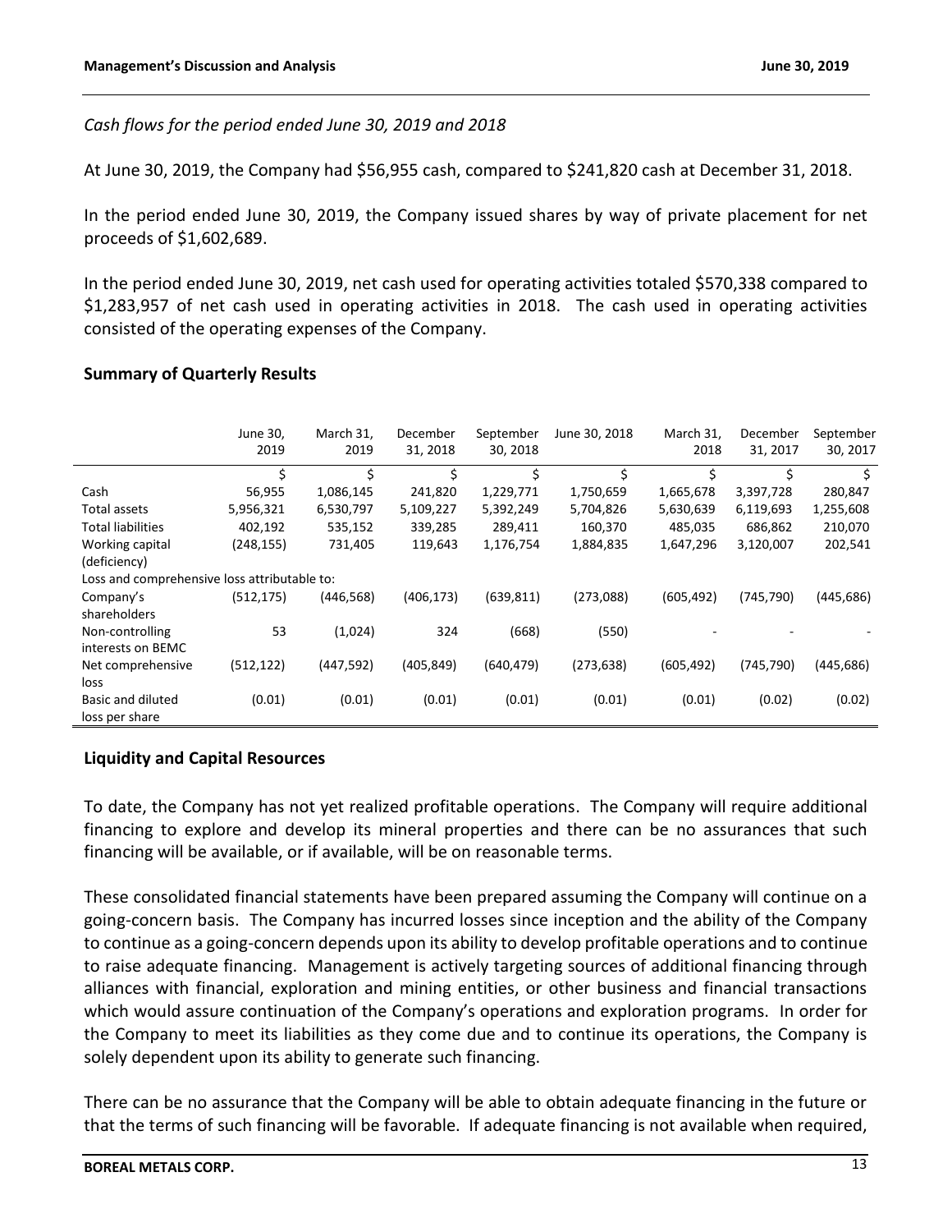*Cash flows for the period ended June 30, 2019 and 2018*

At June 30, 2019, the Company had $56,955 cash, compared to $241,820 cash at December 31, 2018.

In the period ended June 30, 2019, the Company issued shares by way of private placement for net proceeds of $1,602,689.

In the period ended June 30, 2019, net cash used for operating activities totaled $570,338 compared to $1,283,957 of net cash used in operating activities in 2018. The cash used in operating activities consisted of the operating expenses of the Company.

## Summary of Quarterly Results

| | June 30, 2019 | March 31, 2019 | December 31, 2018 | September 30, 2018 | June 30, 2018 | March 31, 2018 | December 31, 2017 | September 30, 2017 |
|---|---|---|---|---|---|---|---|---|
| | $ | $ | $ | $ | $ | $ | $ | $ |
| Cash | 56,955 | 1,086,145 | 241,820 | 1,229,771 | 1,750,659 | 1,665,678 | 3,397,728 | 280,847 |
| Total assets | 5,956,321 | 6,530,797 | 5,109,227 | 5,392,249 | 5,704,826 | 5,630,639 | 6,119,693 | 1,255,608 |
| Total liabilities | 402,192 | 535,152 | 339,285 | 289,411 | 160,370 | 485,035 | 686,862 | 210,070 |
| Working capital (deficiency) | (248,155) | 731,405 | 119,643 | 1,176,754 | 1,884,835 | 1,647,296 | 3,120,007 | 202,541 |
| Loss and comprehensive loss attributable to: | | | | | | | | |
| Company's shareholders | (512,175) | (446,568) | (406,173) | (639,811) | (273,088) | (605,492) | (745,790) | (445,686) |
| Non-controlling interests on BEMC | 53 | (1,024) | 324 | (668) | (550) | - | - | - |
| Net comprehensive loss | (512,122) | (447,592) | (405,849) | (640,479) | (273,638) | (605,492) | (745,790) | (445,686) |
| Basic and diluted loss per share | (0.01) | (0.01) | (0.01) | (0.01) | (0.01) | (0.01) | (0.02) | (0.02) |

## Liquidity and Capital Resources

To date, the Company has not yet realized profitable operations. The Company will require additional financing to explore and develop its mineral properties and there can be no assurances that such financing will be available, or if available, will be on reasonable terms.

These consolidated financial statements have been prepared assuming the Company will continue on a going-concern basis. The Company has incurred losses since inception and the ability of the Company to continue as a going-concern depends upon its ability to develop profitable operations and to continue to raise adequate financing. Management is actively targeting sources of additional financing through alliances with financial, exploration and mining entities, or other business and financial transactions which would assure continuation of the Company's operations and exploration programs. In order for the Company to meet its liabilities as they come due and to continue its operations, the Company is solely dependent upon its ability to generate such financing.

There can be no assurance that the Company will be able to obtain adequate financing in the future or that the terms of such financing will be favorable. If adequate financing is not available when required,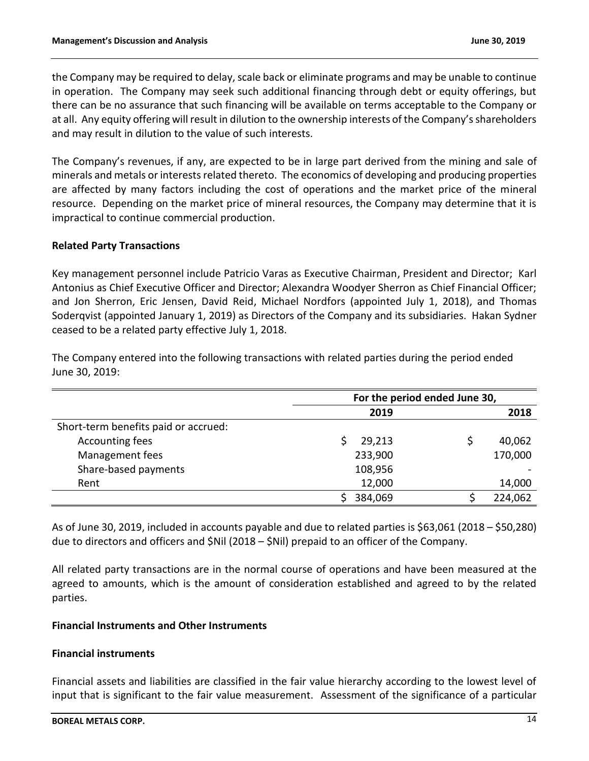the Company may be required to delay, scale back or eliminate programs and may be unable to continue in operation. The Company may seek such additional financing through debt or equity offerings, but there can be no assurance that such financing will be available on terms acceptable to the Company or at all. Any equity offering will result in dilution to the ownership interests of the Company's shareholders and may result in dilution to the value of such interests.

The Company's revenues, if any, are expected to be in large part derived from the mining and sale of minerals and metals or interests related thereto. The economics of developing and producing properties are affected by many factors including the cost of operations and the market price of the mineral resource. Depending on the market price of mineral resources, the Company may determine that it is impractical to continue commercial production.

**Related Party Transactions**

Key management personnel include Patricio Varas as Executive Chairman, President and Director; Karl Antonius as Chief Executive Officer and Director; Alexandra Woodyer Sherron as Chief Financial Officer; and Jon Sherron, Eric Jensen, David Reid, Michael Nordfors (appointed July 1, 2018), and Thomas Soderqvist (appointed January 1, 2019) as Directors of the Company and its subsidiaries. Hakan Sydner ceased to be a related party effective July 1, 2018.

The Company entered into the following transactions with related parties during the period ended June 30, 2019:

| | For the period ended June 30, | |
|---|---|---|
| | **2019** | **2018** |
| Short-term benefits paid or accrued: | | |
| Accounting fees | $ 29,213 | $ 40,062 |
| Management fees | 233,900 | 170,000 |
| Share-based payments | 108,956 | - |
| Rent | 12,000 | 14,000 |
| | $ 384,069 | $ 224,062 |

As of June 30, 2019, included in accounts payable and due to related parties is $63,061 (2018 – $50,280) due to directors and officers and $Nil (2018 – $Nil) prepaid to an officer of the Company.

All related party transactions are in the normal course of operations and have been measured at the agreed to amounts, which is the amount of consideration established and agreed to by the related parties.

**Financial Instruments and Other Instruments**

**Financial instruments**

Financial assets and liabilities are classified in the fair value hierarchy according to the lowest level of input that is significant to the fair value measurement. Assessment of the significance of a particular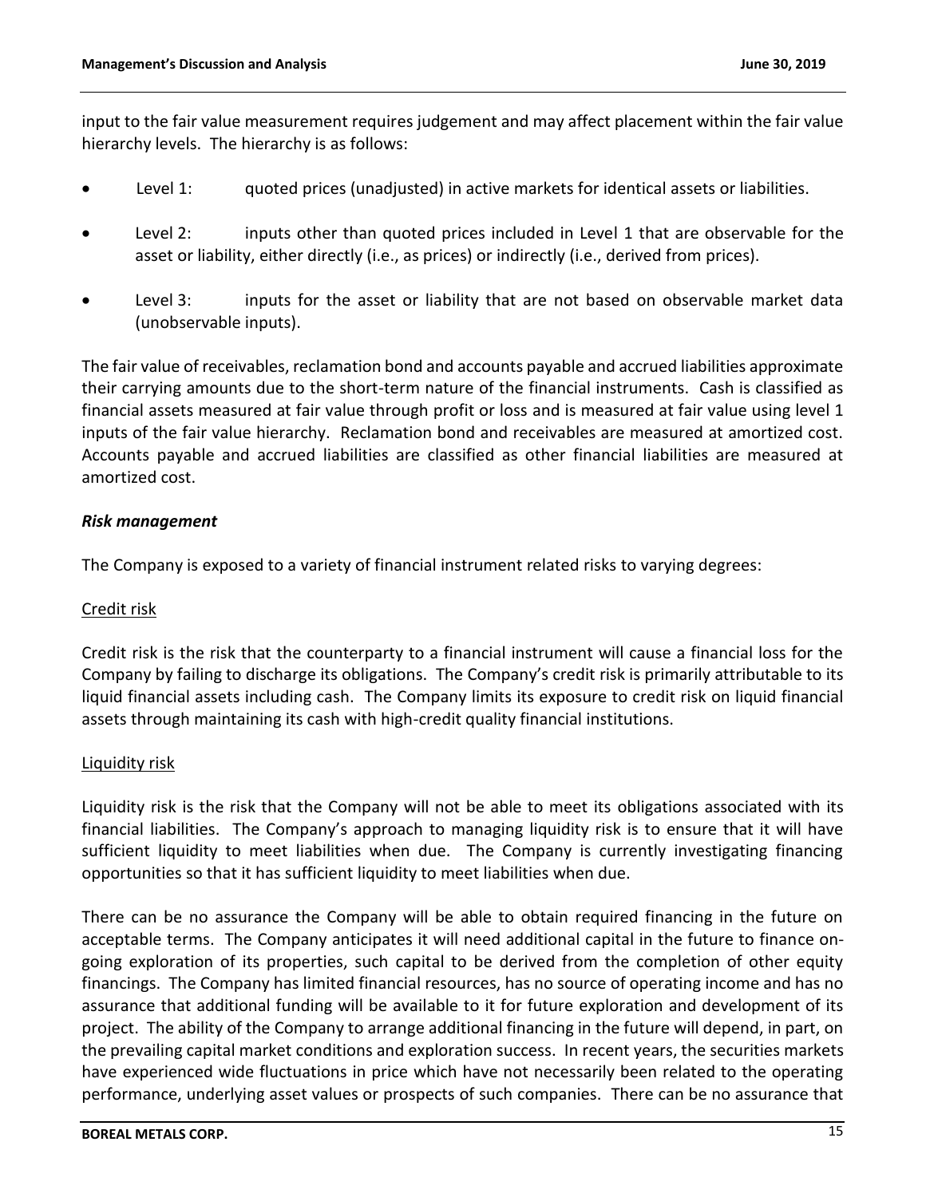input to the fair value measurement requires judgement and may affect placement within the fair value hierarchy levels. The hierarchy is as follows:

- Level 1: quoted prices (unadjusted) in active markets for identical assets or liabilities.
- Level 2: inputs other than quoted prices included in Level 1 that are observable for the asset or liability, either directly (i.e., as prices) or indirectly (i.e., derived from prices).
- Level 3: inputs for the asset or liability that are not based on observable market data (unobservable inputs).

The fair value of receivables, reclamation bond and accounts payable and accrued liabilities approximate their carrying amounts due to the short-term nature of the financial instruments. Cash is classified as financial assets measured at fair value through profit or loss and is measured at fair value using level 1 inputs of the fair value hierarchy. Reclamation bond and receivables are measured at amortized cost. Accounts payable and accrued liabilities are classified as other financial liabilities are measured at amortized cost.

***Risk management***

The Company is exposed to a variety of financial instrument related risks to varying degrees:

Credit risk

Credit risk is the risk that the counterparty to a financial instrument will cause a financial loss for the Company by failing to discharge its obligations. The Company's credit risk is primarily attributable to its liquid financial assets including cash. The Company limits its exposure to credit risk on liquid financial assets through maintaining its cash with high-credit quality financial institutions.

Liquidity risk

Liquidity risk is the risk that the Company will not be able to meet its obligations associated with its financial liabilities. The Company's approach to managing liquidity risk is to ensure that it will have sufficient liquidity to meet liabilities when due. The Company is currently investigating financing opportunities so that it has sufficient liquidity to meet liabilities when due.

There can be no assurance the Company will be able to obtain required financing in the future on acceptable terms. The Company anticipates it will need additional capital in the future to finance on-going exploration of its properties, such capital to be derived from the completion of other equity financings. The Company has limited financial resources, has no source of operating income and has no assurance that additional funding will be available to it for future exploration and development of its project. The ability of the Company to arrange additional financing in the future will depend, in part, on the prevailing capital market conditions and exploration success. In recent years, the securities markets have experienced wide fluctuations in price which have not necessarily been related to the operating performance, underlying asset values or prospects of such companies. There can be no assurance that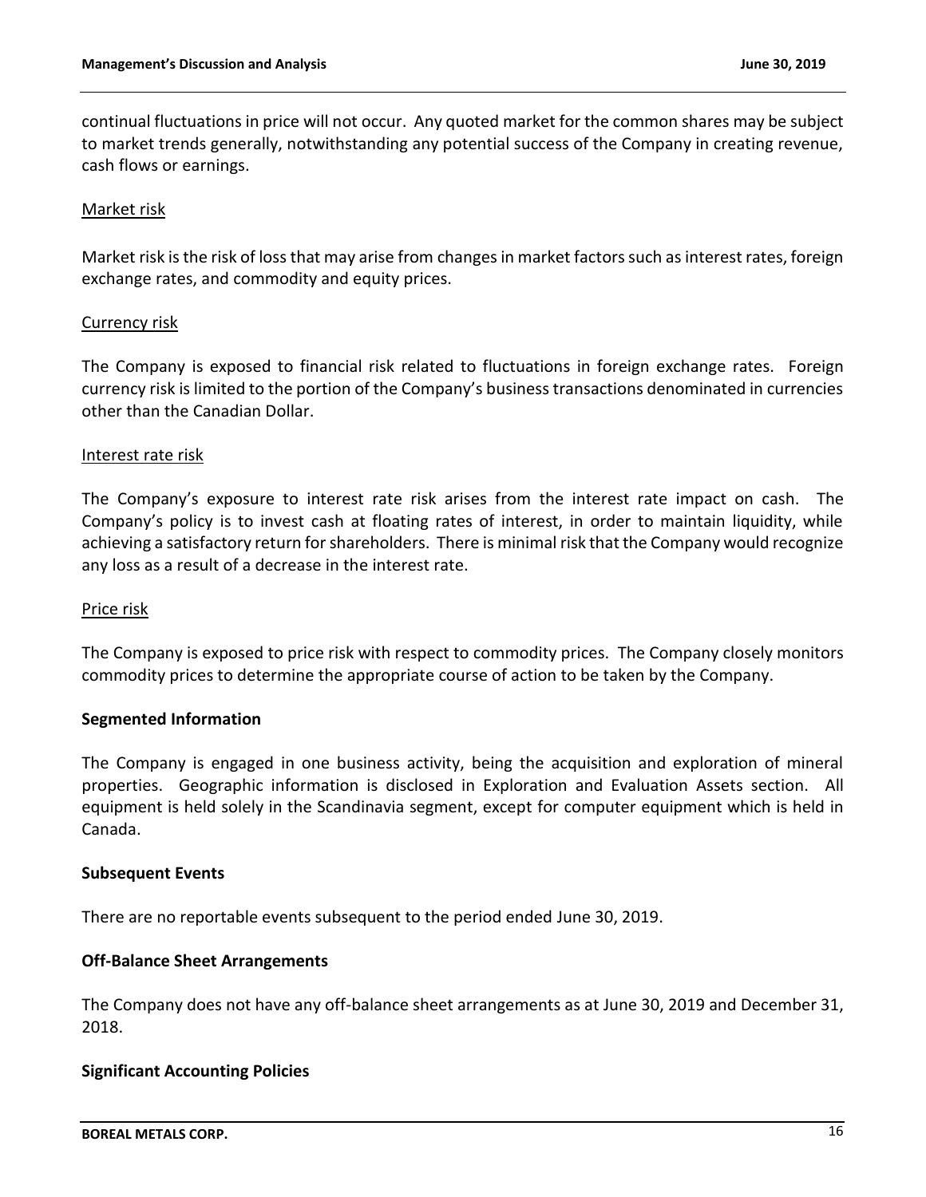continual fluctuations in price will not occur. Any quoted market for the common shares may be subject to market trends generally, notwithstanding any potential success of the Company in creating revenue, cash flows or earnings.

Market risk

Market risk is the risk of loss that may arise from changes in market factors such as interest rates, foreign exchange rates, and commodity and equity prices.

Currency risk

The Company is exposed to financial risk related to fluctuations in foreign exchange rates. Foreign currency risk is limited to the portion of the Company's business transactions denominated in currencies other than the Canadian Dollar.

Interest rate risk

The Company's exposure to interest rate risk arises from the interest rate impact on cash. The Company's policy is to invest cash at floating rates of interest, in order to maintain liquidity, while achieving a satisfactory return for shareholders. There is minimal risk that the Company would recognize any loss as a result of a decrease in the interest rate.

Price risk

The Company is exposed to price risk with respect to commodity prices. The Company closely monitors commodity prices to determine the appropriate course of action to be taken by the Company.

**Segmented Information**

The Company is engaged in one business activity, being the acquisition and exploration of mineral properties. Geographic information is disclosed in Exploration and Evaluation Assets section. All equipment is held solely in the Scandinavia segment, except for computer equipment which is held in Canada.

**Subsequent Events**

There are no reportable events subsequent to the period ended June 30, 2019.

**Off-Balance Sheet Arrangements**

The Company does not have any off-balance sheet arrangements as at June 30, 2019 and December 31, 2018.

**Significant Accounting Policies**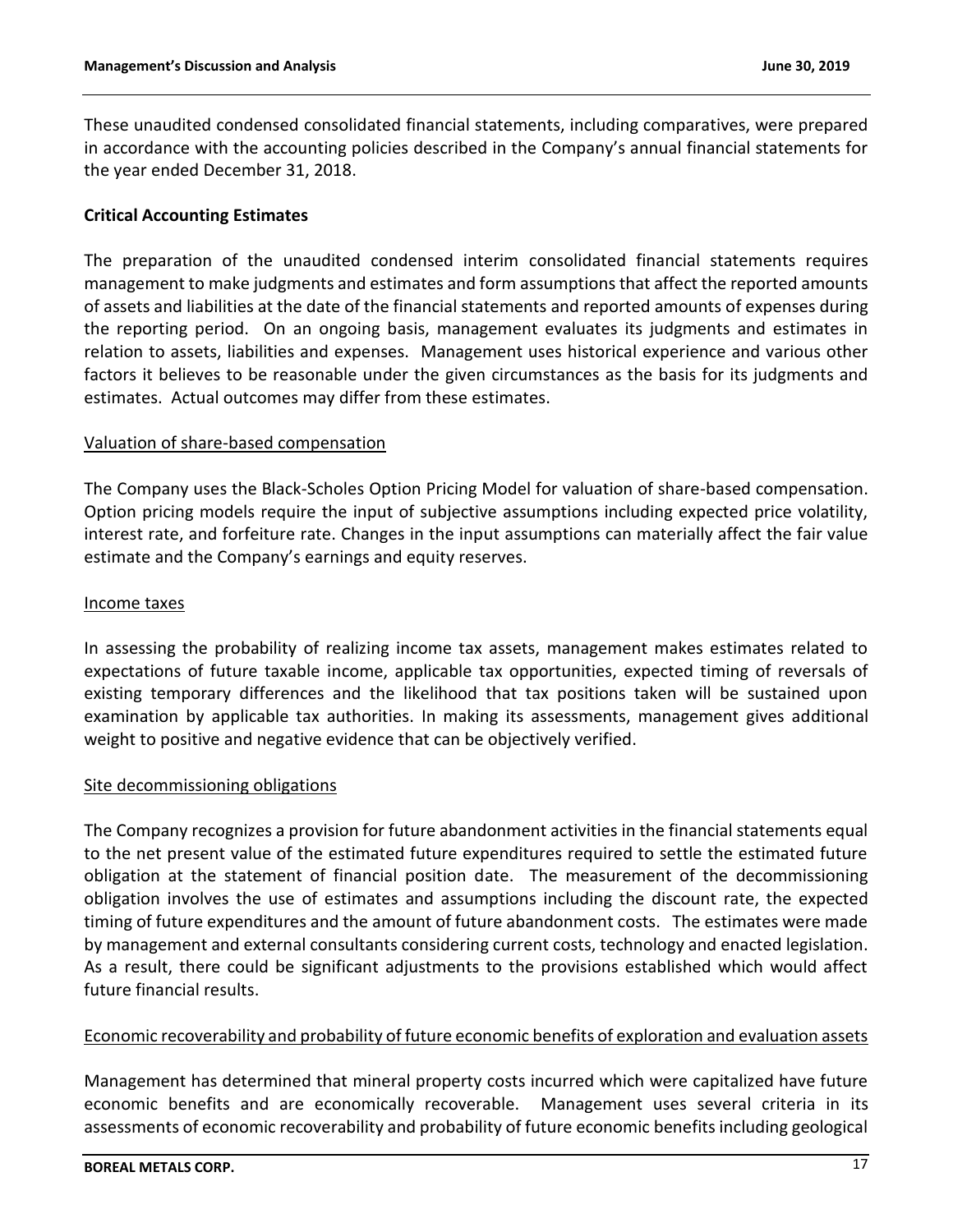These unaudited condensed consolidated financial statements, including comparatives, were prepared in accordance with the accounting policies described in the Company's annual financial statements for the year ended December 31, 2018.

## Critical Accounting Estimates

The preparation of the unaudited condensed interim consolidated financial statements requires management to make judgments and estimates and form assumptions that affect the reported amounts of assets and liabilities at the date of the financial statements and reported amounts of expenses during the reporting period. On an ongoing basis, management evaluates its judgments and estimates in relation to assets, liabilities and expenses. Management uses historical experience and various other factors it believes to be reasonable under the given circumstances as the basis for its judgments and estimates. Actual outcomes may differ from these estimates.

### Valuation of share-based compensation

The Company uses the Black-Scholes Option Pricing Model for valuation of share-based compensation. Option pricing models require the input of subjective assumptions including expected price volatility, interest rate, and forfeiture rate. Changes in the input assumptions can materially affect the fair value estimate and the Company's earnings and equity reserves.

### Income taxes

In assessing the probability of realizing income tax assets, management makes estimates related to expectations of future taxable income, applicable tax opportunities, expected timing of reversals of existing temporary differences and the likelihood that tax positions taken will be sustained upon examination by applicable tax authorities. In making its assessments, management gives additional weight to positive and negative evidence that can be objectively verified.

### Site decommissioning obligations

The Company recognizes a provision for future abandonment activities in the financial statements equal to the net present value of the estimated future expenditures required to settle the estimated future obligation at the statement of financial position date. The measurement of the decommissioning obligation involves the use of estimates and assumptions including the discount rate, the expected timing of future expenditures and the amount of future abandonment costs. The estimates were made by management and external consultants considering current costs, technology and enacted legislation. As a result, there could be significant adjustments to the provisions established which would affect future financial results.

### Economic recoverability and probability of future economic benefits of exploration and evaluation assets

Management has determined that mineral property costs incurred which were capitalized have future economic benefits and are economically recoverable. Management uses several criteria in its assessments of economic recoverability and probability of future economic benefits including geological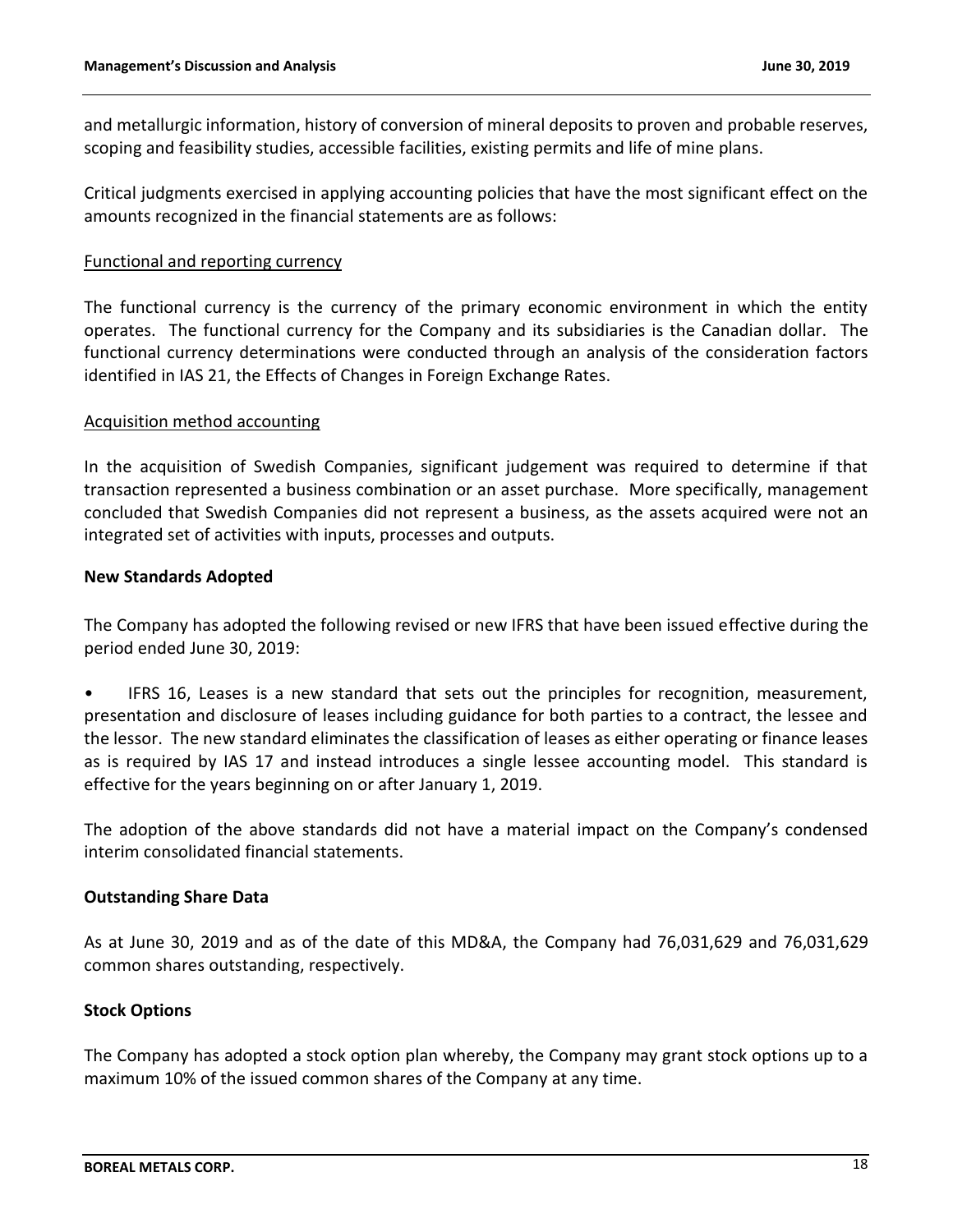and metallurgic information, history of conversion of mineral deposits to proven and probable reserves, scoping and feasibility studies, accessible facilities, existing permits and life of mine plans.

Critical judgments exercised in applying accounting policies that have the most significant effect on the amounts recognized in the financial statements are as follows:

Functional and reporting currency

The functional currency is the currency of the primary economic environment in which the entity operates. The functional currency for the Company and its subsidiaries is the Canadian dollar. The functional currency determinations were conducted through an analysis of the consideration factors identified in IAS 21, the Effects of Changes in Foreign Exchange Rates.

Acquisition method accounting

In the acquisition of Swedish Companies, significant judgement was required to determine if that transaction represented a business combination or an asset purchase. More specifically, management concluded that Swedish Companies did not represent a business, as the assets acquired were not an integrated set of activities with inputs, processes and outputs.

**New Standards Adopted**

The Company has adopted the following revised or new IFRS that have been issued effective during the period ended June 30, 2019:

- IFRS 16, Leases is a new standard that sets out the principles for recognition, measurement, presentation and disclosure of leases including guidance for both parties to a contract, the lessee and the lessor. The new standard eliminates the classification of leases as either operating or finance leases as is required by IAS 17 and instead introduces a single lessee accounting model. This standard is effective for the years beginning on or after January 1, 2019.

The adoption of the above standards did not have a material impact on the Company's condensed interim consolidated financial statements.

**Outstanding Share Data**

As at June 30, 2019 and as of the date of this MD&A, the Company had 76,031,629 and 76,031,629 common shares outstanding, respectively.

**Stock Options**

The Company has adopted a stock option plan whereby, the Company may grant stock options up to a maximum 10% of the issued common shares of the Company at any time.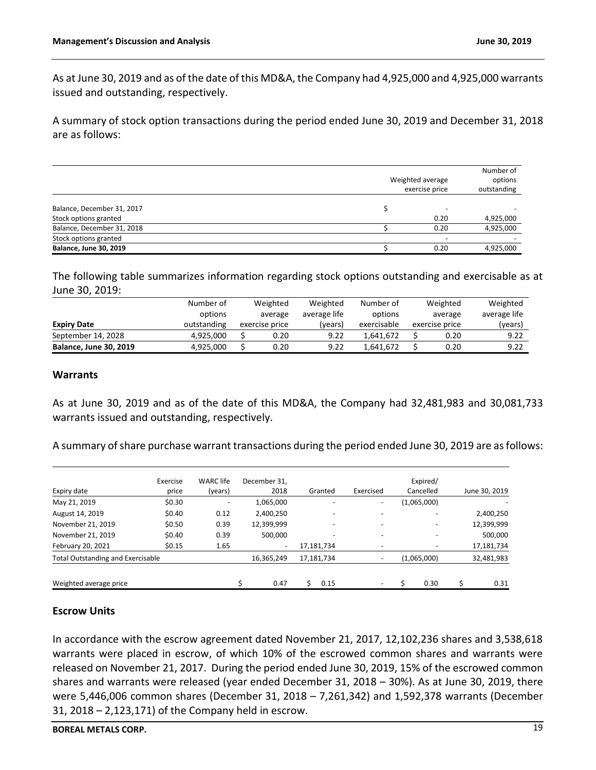As at June 30, 2019 and as of the date of this MD&A, the Company had 4,925,000 and 4,925,000 warrants issued and outstanding, respectively.

A summary of stock option transactions during the period ended June 30, 2019 and December 31, 2018 are as follows:

| | Weighted average exercise price | Number of options outstanding |
|---|---|---|
| Balance, December 31, 2017 | $ - | - |
| Stock options granted | 0.20 | 4,925,000 |
| Balance, December 31, 2018 | $ 0.20 | 4,925,000 |
| Stock options granted | - | - |
| **Balance, June 30, 2019** | $ 0.20 | 4,925,000 |

The following table summarizes information regarding stock options outstanding and exercisable as at June 30, 2019:

| Expiry Date | Number of options outstanding | Weighted average exercise price | Weighted average life (years) | Number of options exercisable | Weighted average exercise price | Weighted average life (years) |
|---|---|---|---|---|---|---|
| September 14, 2028 | 4,925,000 | $ 0.20 | 9.22 | 1,641,672 | $ 0.20 | 9.22 |
| **Balance, June 30, 2019** | 4,925,000 | $ 0.20 | 9.22 | 1,641,672 | $ 0.20 | 9.22 |

## Warrants

As at June 30, 2019 and as of the date of this MD&A, the Company had 32,481,983 and 30,081,733 warrants issued and outstanding, respectively.

A summary of share purchase warrant transactions during the period ended June 30, 2019 are as follows:

| Expiry date | Exercise price | WARC life (years) | December 31, 2018 | Granted | Exercised | Expired/ Cancelled | June 30, 2019 |
|---|---|---|---|---|---|---|---|
| May 21, 2019 | $0.30 | - | 1,065,000 | - | - | (1,065,000) | - |
| August 14, 2019 | $0.40 | 0.12 | 2,400,250 | - | - | - | 2,400,250 |
| November 21, 2019 | $0.50 | 0.39 | 12,399,999 | - | - | - | 12,399,999 |
| November 21, 2019 | $0.40 | 0.39 | 500,000 | - | - | - | 500,000 |
| February 20, 2021 | $0.15 | 1.65 | - | 17,181,734 | - | - | 17,181,734 |
| Total Outstanding and Exercisable | | | 16,365,249 | 17,181,734 | - | (1,065,000) | 32,481,983 |
| | | | | | | | |
| Weighted average price | | | $ 0.47 | $ 0.15 | - | $ 0.30 | $ 0.31 |

## Escrow Units

In accordance with the escrow agreement dated November 21, 2017, 12,102,236 shares and 3,538,618 warrants were placed in escrow, of which 10% of the escrowed common shares and warrants were released on November 21, 2017. During the period ended June 30, 2019, 15% of the escrowed common shares and warrants were released (year ended December 31, 2018 – 30%). As at June 30, 2019, there were 5,446,006 common shares (December 31, 2018 – 7,261,342) and 1,592,378 warrants (December 31, 2018 – 2,123,171) of the Company held in escrow.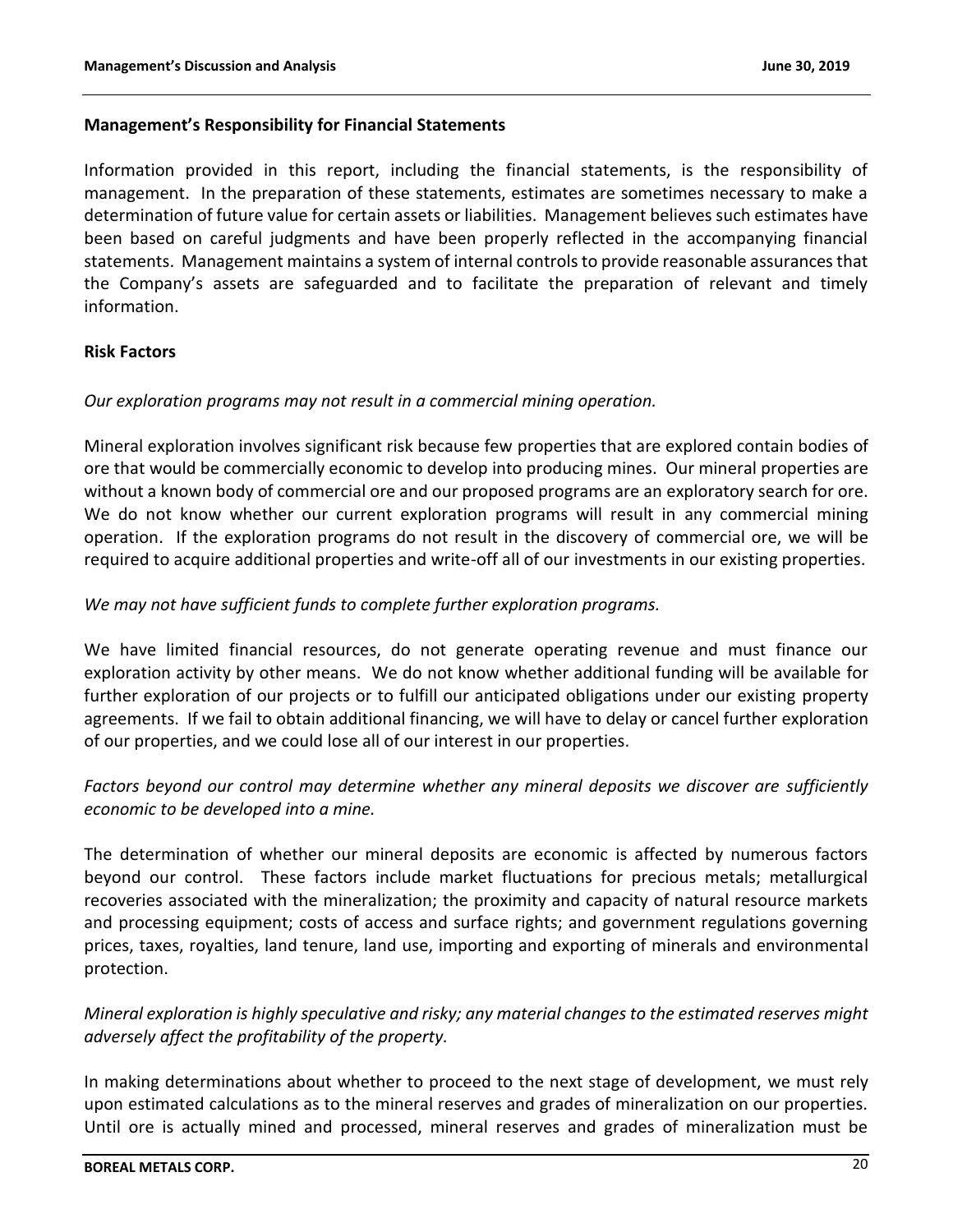## Management's Responsibility for Financial Statements

Information provided in this report, including the financial statements, is the responsibility of management. In the preparation of these statements, estimates are sometimes necessary to make a determination of future value for certain assets or liabilities. Management believes such estimates have been based on careful judgments and have been properly reflected in the accompanying financial statements. Management maintains a system of internal controls to provide reasonable assurances that the Company's assets are safeguarded and to facilitate the preparation of relevant and timely information.

## Risk Factors

*Our exploration programs may not result in a commercial mining operation.*

Mineral exploration involves significant risk because few properties that are explored contain bodies of ore that would be commercially economic to develop into producing mines. Our mineral properties are without a known body of commercial ore and our proposed programs are an exploratory search for ore. We do not know whether our current exploration programs will result in any commercial mining operation. If the exploration programs do not result in the discovery of commercial ore, we will be required to acquire additional properties and write-off all of our investments in our existing properties.

*We may not have sufficient funds to complete further exploration programs.*

We have limited financial resources, do not generate operating revenue and must finance our exploration activity by other means. We do not know whether additional funding will be available for further exploration of our projects or to fulfill our anticipated obligations under our existing property agreements. If we fail to obtain additional financing, we will have to delay or cancel further exploration of our properties, and we could lose all of our interest in our properties.

*Factors beyond our control may determine whether any mineral deposits we discover are sufficiently economic to be developed into a mine.*

The determination of whether our mineral deposits are economic is affected by numerous factors beyond our control. These factors include market fluctuations for precious metals; metallurgical recoveries associated with the mineralization; the proximity and capacity of natural resource markets and processing equipment; costs of access and surface rights; and government regulations governing prices, taxes, royalties, land tenure, land use, importing and exporting of minerals and environmental protection.

*Mineral exploration is highly speculative and risky; any material changes to the estimated reserves might adversely affect the profitability of the property.*

In making determinations about whether to proceed to the next stage of development, we must rely upon estimated calculations as to the mineral reserves and grades of mineralization on our properties. Until ore is actually mined and processed, mineral reserves and grades of mineralization must be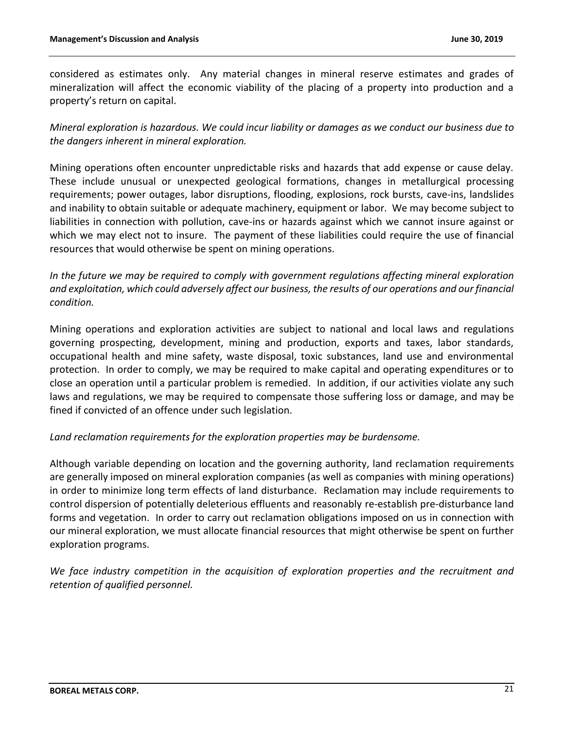considered as estimates only. Any material changes in mineral reserve estimates and grades of mineralization will affect the economic viability of the placing of a property into production and a property's return on capital.

*Mineral exploration is hazardous. We could incur liability or damages as we conduct our business due to the dangers inherent in mineral exploration.*

Mining operations often encounter unpredictable risks and hazards that add expense or cause delay. These include unusual or unexpected geological formations, changes in metallurgical processing requirements; power outages, labor disruptions, flooding, explosions, rock bursts, cave-ins, landslides and inability to obtain suitable or adequate machinery, equipment or labor. We may become subject to liabilities in connection with pollution, cave-ins or hazards against which we cannot insure against or which we may elect not to insure. The payment of these liabilities could require the use of financial resources that would otherwise be spent on mining operations.

*In the future we may be required to comply with government regulations affecting mineral exploration and exploitation, which could adversely affect our business, the results of our operations and our financial condition.*

Mining operations and exploration activities are subject to national and local laws and regulations governing prospecting, development, mining and production, exports and taxes, labor standards, occupational health and mine safety, waste disposal, toxic substances, land use and environmental protection. In order to comply, we may be required to make capital and operating expenditures or to close an operation until a particular problem is remedied. In addition, if our activities violate any such laws and regulations, we may be required to compensate those suffering loss or damage, and may be fined if convicted of an offence under such legislation.

*Land reclamation requirements for the exploration properties may be burdensome.*

Although variable depending on location and the governing authority, land reclamation requirements are generally imposed on mineral exploration companies (as well as companies with mining operations) in order to minimize long term effects of land disturbance. Reclamation may include requirements to control dispersion of potentially deleterious effluents and reasonably re-establish pre-disturbance land forms and vegetation. In order to carry out reclamation obligations imposed on us in connection with our mineral exploration, we must allocate financial resources that might otherwise be spent on further exploration programs.

*We face industry competition in the acquisition of exploration properties and the recruitment and retention of qualified personnel.*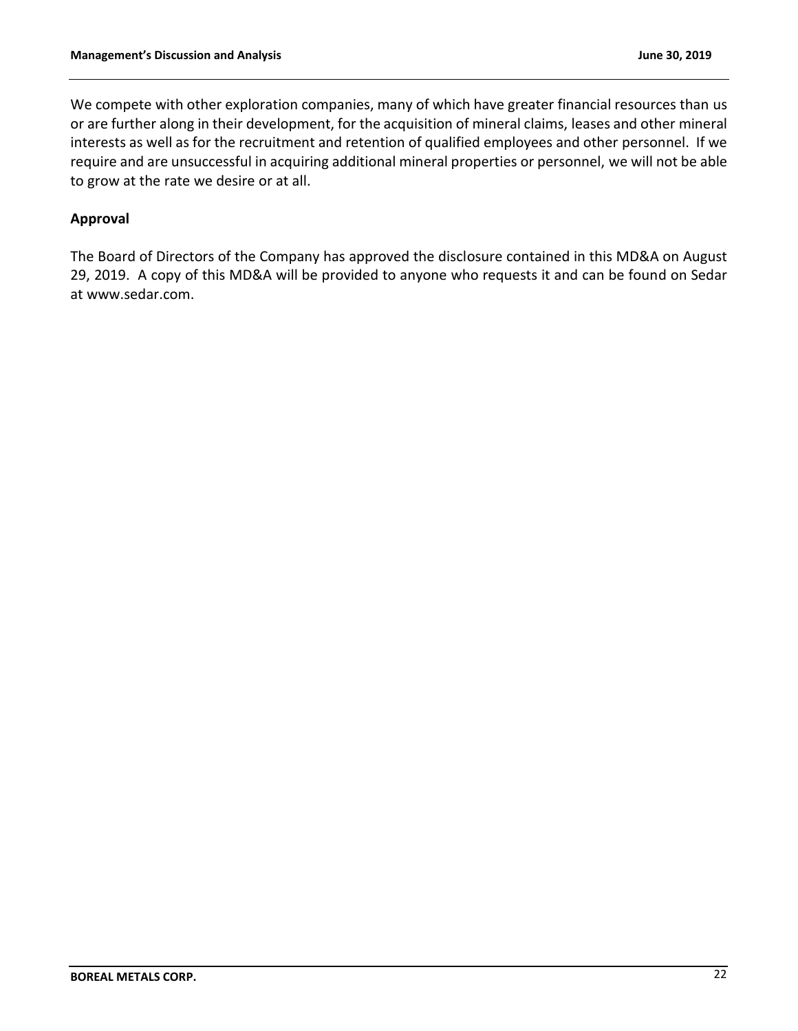We compete with other exploration companies, many of which have greater financial resources than us or are further along in their development, for the acquisition of mineral claims, leases and other mineral interests as well as for the recruitment and retention of qualified employees and other personnel. If we require and are unsuccessful in acquiring additional mineral properties or personnel, we will not be able to grow at the rate we desire or at all.

## Approval

The Board of Directors of the Company has approved the disclosure contained in this MD&A on August 29, 2019. A copy of this MD&A will be provided to anyone who requests it and can be found on Sedar at www.sedar.com.